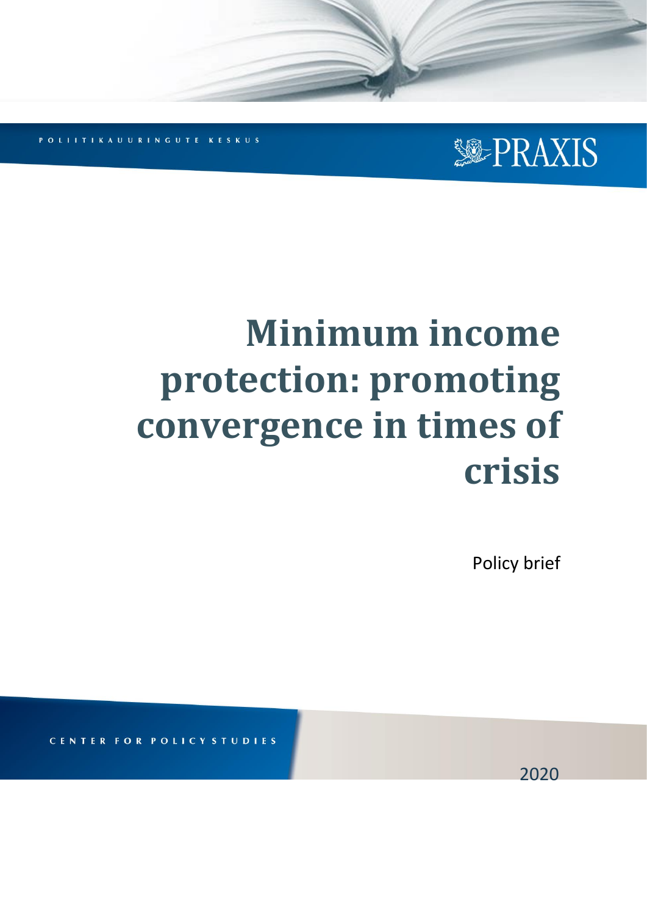POLIITIKAUURINGUTE KESKUS

PRAXIS

# Minimum income protection: promoting convergence in times of crisis

Policy brief

CENTER FOR POLICY STUDIES

2020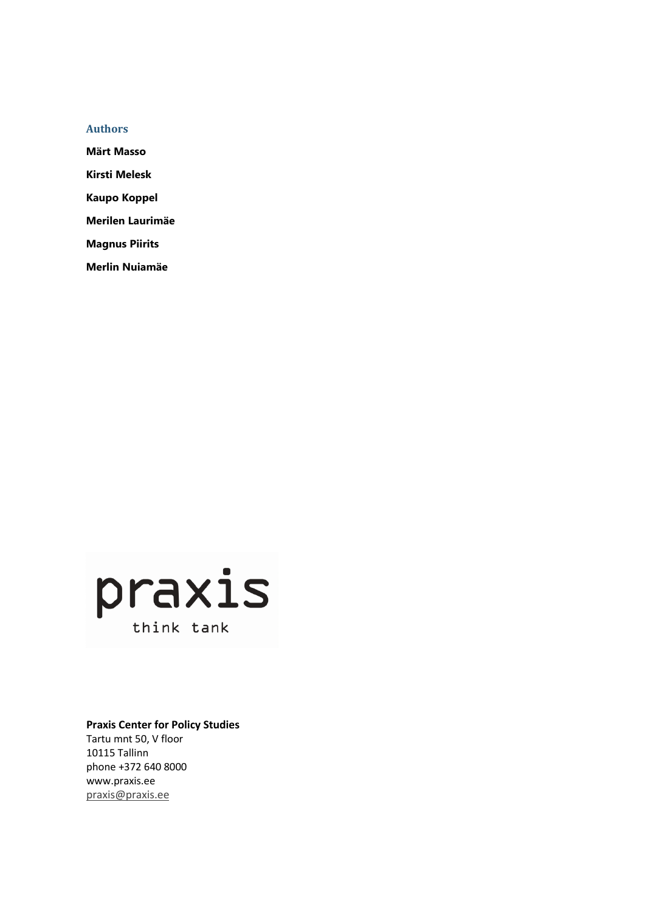### Authors

**Märt Masso**

**Kirsti Melesk**

**Kaupo Koppel**

**Merilen Laurimäe**

**Magnus Piirits**

**Merlin Nuiamäe**

praxis
think tank

**Praxis Center for Policy Studies**
Tartu mnt 50, V floor
10115 Tallinn
phone +372 640 8000
www.praxis.ee
praxis@praxis.ee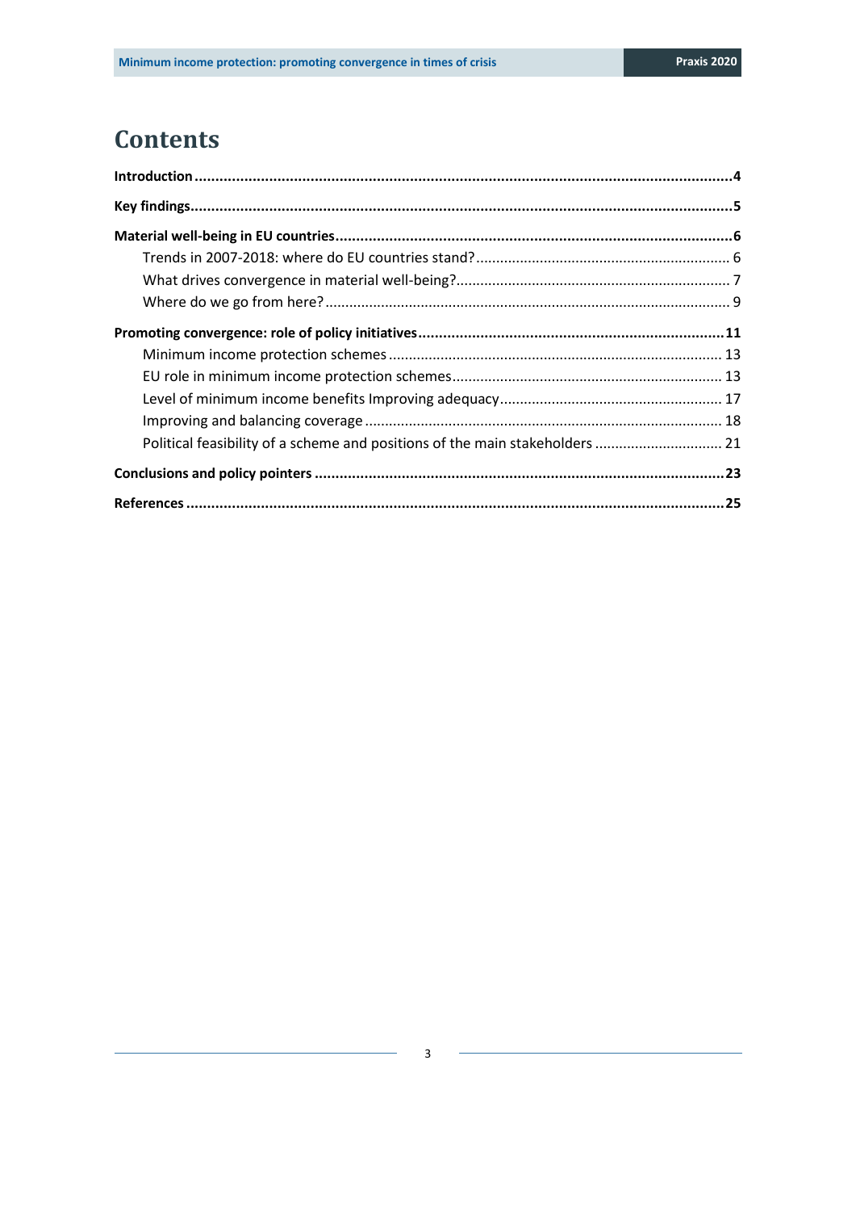# Contents

**Introduction** .......... **4**

**Key findings** .......... **5**

**Material well-being in EU countries** .......... **6**

- Trends in 2007-2018: where do EU countries stand? .......... 6
- What drives convergence in material well-being? .......... 7
- Where do we go from here? .......... 9

**Promoting convergence: role of policy initiatives** .......... **11**

- Minimum income protection schemes .......... 13
- EU role in minimum income protection schemes .......... 13
- Level of minimum income benefits Improving adequacy .......... 17
- Improving and balancing coverage .......... 18
- Political feasibility of a scheme and positions of the main stakeholders .......... 21

**Conclusions and policy pointers** .......... **23**

**References** .......... **25**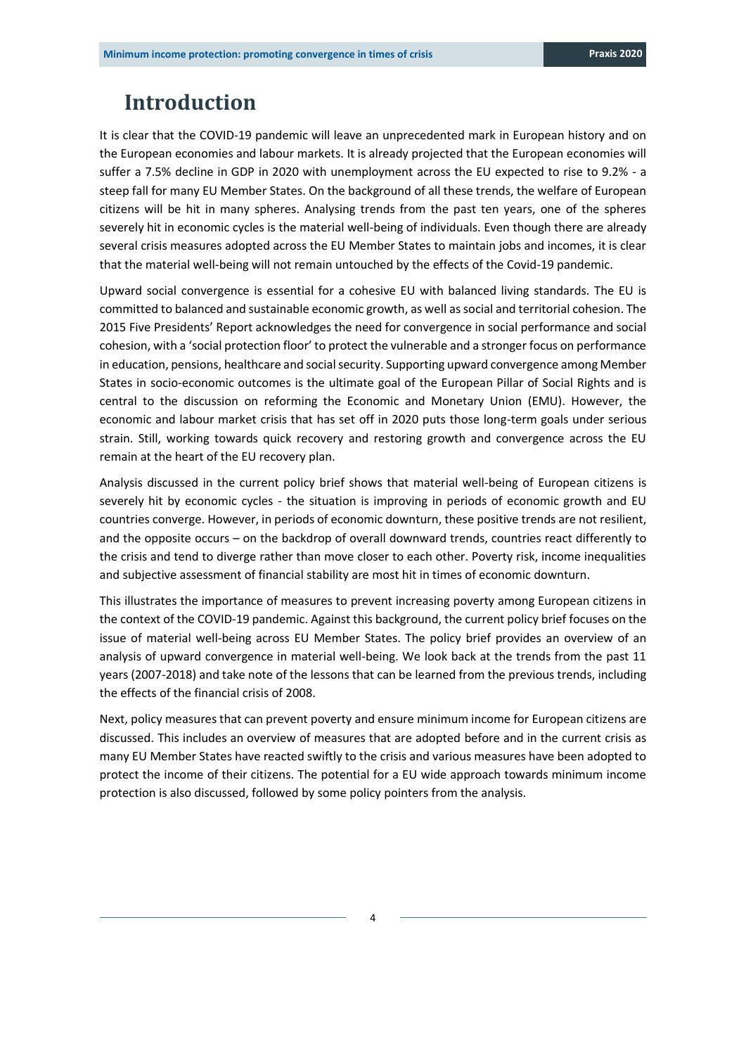# Introduction

It is clear that the COVID-19 pandemic will leave an unprecedented mark in European history and on the European economies and labour markets. It is already projected that the European economies will suffer a 7.5% decline in GDP in 2020 with unemployment across the EU expected to rise to 9.2% - a steep fall for many EU Member States. On the background of all these trends, the welfare of European citizens will be hit in many spheres. Analysing trends from the past ten years, one of the spheres severely hit in economic cycles is the material well-being of individuals. Even though there are already several crisis measures adopted across the EU Member States to maintain jobs and incomes, it is clear that the material well-being will not remain untouched by the effects of the Covid-19 pandemic.

Upward social convergence is essential for a cohesive EU with balanced living standards. The EU is committed to balanced and sustainable economic growth, as well as social and territorial cohesion. The 2015 Five Presidents' Report acknowledges the need for convergence in social performance and social cohesion, with a 'social protection floor' to protect the vulnerable and a stronger focus on performance in education, pensions, healthcare and social security. Supporting upward convergence among Member States in socio-economic outcomes is the ultimate goal of the European Pillar of Social Rights and is central to the discussion on reforming the Economic and Monetary Union (EMU). However, the economic and labour market crisis that has set off in 2020 puts those long-term goals under serious strain. Still, working towards quick recovery and restoring growth and convergence across the EU remain at the heart of the EU recovery plan.

Analysis discussed in the current policy brief shows that material well-being of European citizens is severely hit by economic cycles - the situation is improving in periods of economic growth and EU countries converge. However, in periods of economic downturn, these positive trends are not resilient, and the opposite occurs – on the backdrop of overall downward trends, countries react differently to the crisis and tend to diverge rather than move closer to each other. Poverty risk, income inequalities and subjective assessment of financial stability are most hit in times of economic downturn.

This illustrates the importance of measures to prevent increasing poverty among European citizens in the context of the COVID-19 pandemic. Against this background, the current policy brief focuses on the issue of material well-being across EU Member States. The policy brief provides an overview of an analysis of upward convergence in material well-being. We look back at the trends from the past 11 years (2007-2018) and take note of the lessons that can be learned from the previous trends, including the effects of the financial crisis of 2008.

Next, policy measures that can prevent poverty and ensure minimum income for European citizens are discussed. This includes an overview of measures that are adopted before and in the current crisis as many EU Member States have reacted swiftly to the crisis and various measures have been adopted to protect the income of their citizens. The potential for a EU wide approach towards minimum income protection is also discussed, followed by some policy pointers from the analysis.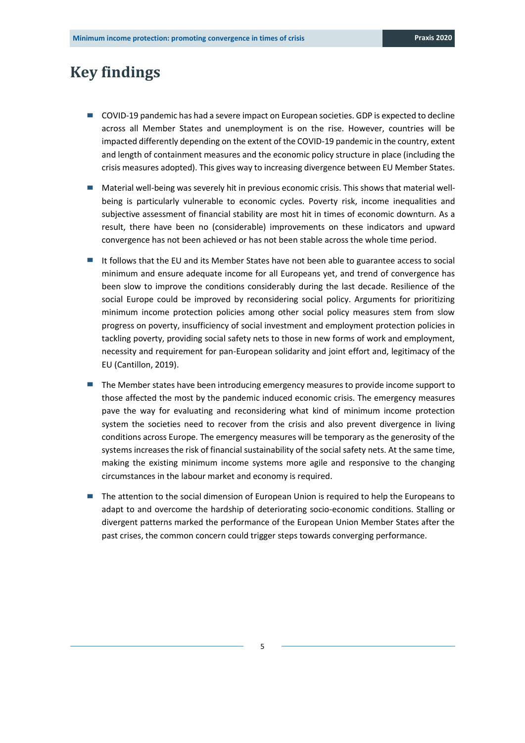# Key findings

- COVID-19 pandemic has had a severe impact on European societies. GDP is expected to decline across all Member States and unemployment is on the rise. However, countries will be impacted differently depending on the extent of the COVID-19 pandemic in the country, extent and length of containment measures and the economic policy structure in place (including the crisis measures adopted). This gives way to increasing divergence between EU Member States.
- Material well-being was severely hit in previous economic crisis. This shows that material well-being is particularly vulnerable to economic cycles. Poverty risk, income inequalities and subjective assessment of financial stability are most hit in times of economic downturn. As a result, there have been no (considerable) improvements on these indicators and upward convergence has not been achieved or has not been stable across the whole time period.
- It follows that the EU and its Member States have not been able to guarantee access to social minimum and ensure adequate income for all Europeans yet, and trend of convergence has been slow to improve the conditions considerably during the last decade. Resilience of the social Europe could be improved by reconsidering social policy. Arguments for prioritizing minimum income protection policies among other social policy measures stem from slow progress on poverty, insufficiency of social investment and employment protection policies in tackling poverty, providing social safety nets to those in new forms of work and employment, necessity and requirement for pan-European solidarity and joint effort and, legitimacy of the EU (Cantillon, 2019).
- The Member states have been introducing emergency measures to provide income support to those affected the most by the pandemic induced economic crisis. The emergency measures pave the way for evaluating and reconsidering what kind of minimum income protection system the societies need to recover from the crisis and also prevent divergence in living conditions across Europe. The emergency measures will be temporary as the generosity of the systems increases the risk of financial sustainability of the social safety nets. At the same time, making the existing minimum income systems more agile and responsive to the changing circumstances in the labour market and economy is required.
- The attention to the social dimension of European Union is required to help the Europeans to adapt to and overcome the hardship of deteriorating socio-economic conditions. Stalling or divergent patterns marked the performance of the European Union Member States after the past crises, the common concern could trigger steps towards converging performance.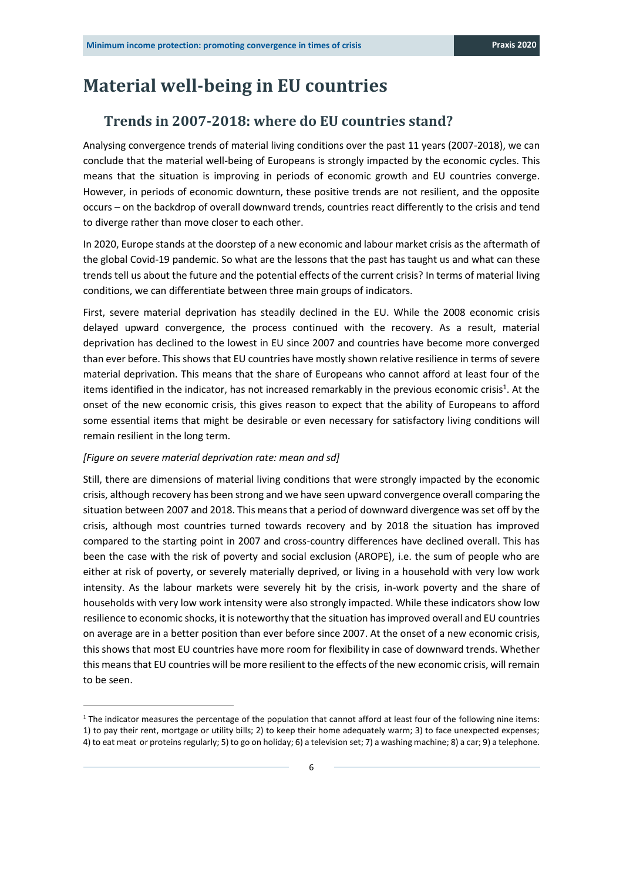# Material well-being in EU countries

## Trends in 2007-2018: where do EU countries stand?

Analysing convergence trends of material living conditions over the past 11 years (2007-2018), we can conclude that the material well-being of Europeans is strongly impacted by the economic cycles. This means that the situation is improving in periods of economic growth and EU countries converge. However, in periods of economic downturn, these positive trends are not resilient, and the opposite occurs – on the backdrop of overall downward trends, countries react differently to the crisis and tend to diverge rather than move closer to each other.

In 2020, Europe stands at the doorstep of a new economic and labour market crisis as the aftermath of the global Covid-19 pandemic. So what are the lessons that the past has taught us and what can these trends tell us about the future and the potential effects of the current crisis? In terms of material living conditions, we can differentiate between three main groups of indicators.

First, severe material deprivation has steadily declined in the EU. While the 2008 economic crisis delayed upward convergence, the process continued with the recovery. As a result, material deprivation has declined to the lowest in EU since 2007 and countries have become more converged than ever before. This shows that EU countries have mostly shown relative resilience in terms of severe material deprivation. This means that the share of Europeans who cannot afford at least four of the items identified in the indicator, has not increased remarkably in the previous economic crisis[1]. At the onset of the new economic crisis, this gives reason to expect that the ability of Europeans to afford some essential items that might be desirable or even necessary for satisfactory living conditions will remain resilient in the long term.

*[Figure on severe material deprivation rate: mean and sd]*

Still, there are dimensions of material living conditions that were strongly impacted by the economic crisis, although recovery has been strong and we have seen upward convergence overall comparing the situation between 2007 and 2018. This means that a period of downward divergence was set off by the crisis, although most countries turned towards recovery and by 2018 the situation has improved compared to the starting point in 2007 and cross-country differences have declined overall. This has been the case with the risk of poverty and social exclusion (AROPE), i.e. the sum of people who are either at risk of poverty, or severely materially deprived, or living in a household with very low work intensity. As the labour markets were severely hit by the crisis, in-work poverty and the share of households with very low work intensity were also strongly impacted. While these indicators show low resilience to economic shocks, it is noteworthy that the situation has improved overall and EU countries on average are in a better position than ever before since 2007. At the onset of a new economic crisis, this shows that most EU countries have more room for flexibility in case of downward trends. Whether this means that EU countries will be more resilient to the effects of the new economic crisis, will remain to be seen.

[1] The indicator measures the percentage of the population that cannot afford at least four of the following nine items: 1) to pay their rent, mortgage or utility bills; 2) to keep their home adequately warm; 3) to face unexpected expenses; 4) to eat meat or proteins regularly; 5) to go on holiday; 6) a television set; 7) a washing machine; 8) a car; 9) a telephone.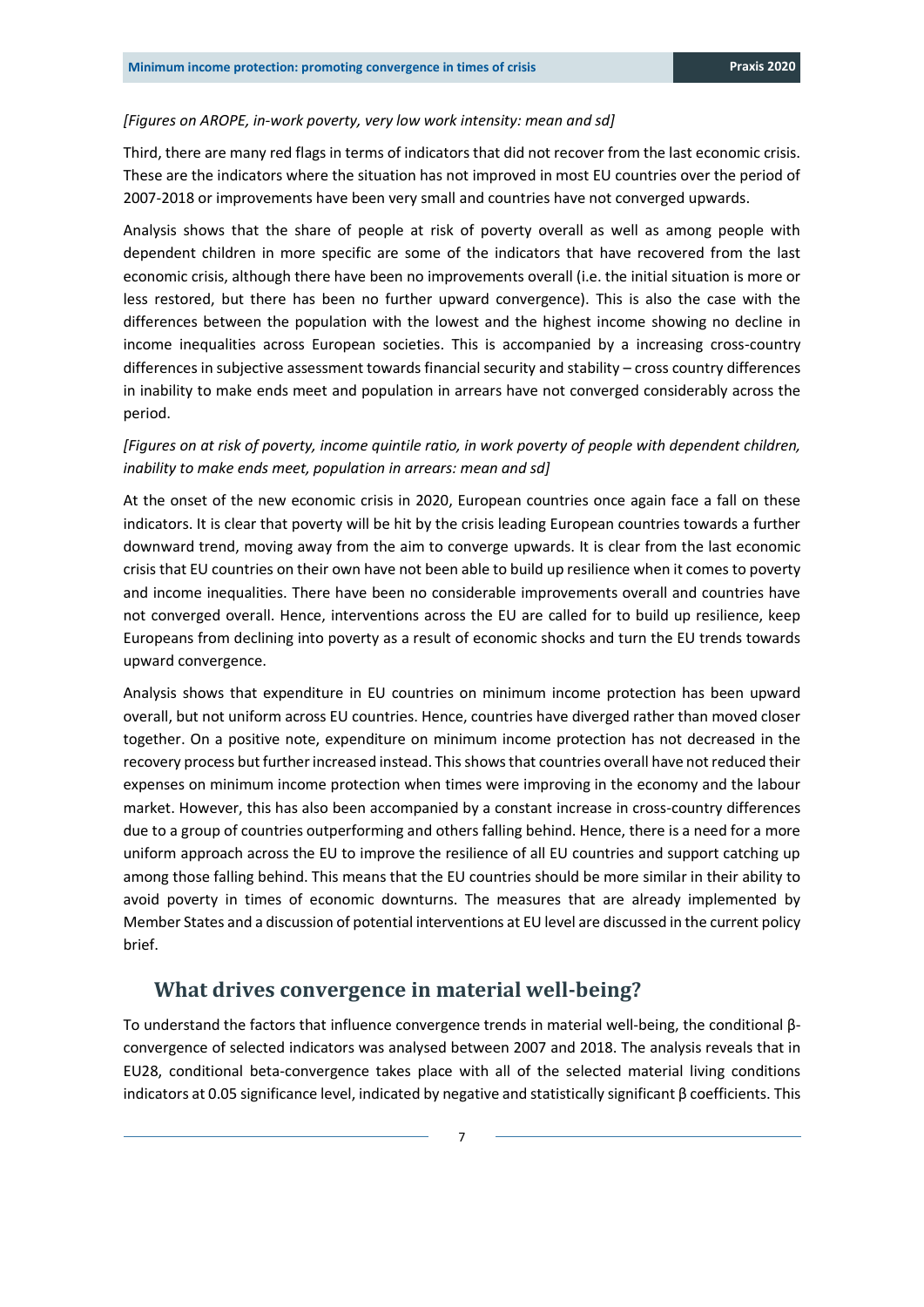*[Figures on AROPE, in-work poverty, very low work intensity: mean and sd]*

Third, there are many red flags in terms of indicators that did not recover from the last economic crisis. These are the indicators where the situation has not improved in most EU countries over the period of 2007-2018 or improvements have been very small and countries have not converged upwards.

Analysis shows that the share of people at risk of poverty overall as well as among people with dependent children in more specific are some of the indicators that have recovered from the last economic crisis, although there have been no improvements overall (i.e. the initial situation is more or less restored, but there has been no further upward convergence). This is also the case with the differences between the population with the lowest and the highest income showing no decline in income inequalities across European societies. This is accompanied by a increasing cross-country differences in subjective assessment towards financial security and stability – cross country differences in inability to make ends meet and population in arrears have not converged considerably across the period.

*[Figures on at risk of poverty, income quintile ratio, in work poverty of people with dependent children, inability to make ends meet, population in arrears: mean and sd]*

At the onset of the new economic crisis in 2020, European countries once again face a fall on these indicators. It is clear that poverty will be hit by the crisis leading European countries towards a further downward trend, moving away from the aim to converge upwards. It is clear from the last economic crisis that EU countries on their own have not been able to build up resilience when it comes to poverty and income inequalities. There have been no considerable improvements overall and countries have not converged overall. Hence, interventions across the EU are called for to build up resilience, keep Europeans from declining into poverty as a result of economic shocks and turn the EU trends towards upward convergence.

Analysis shows that expenditure in EU countries on minimum income protection has been upward overall, but not uniform across EU countries. Hence, countries have diverged rather than moved closer together. On a positive note, expenditure on minimum income protection has not decreased in the recovery process but further increased instead. This shows that countries overall have not reduced their expenses on minimum income protection when times were improving in the economy and the labour market. However, this has also been accompanied by a constant increase in cross-country differences due to a group of countries outperforming and others falling behind. Hence, there is a need for a more uniform approach across the EU to improve the resilience of all EU countries and support catching up among those falling behind. This means that the EU countries should be more similar in their ability to avoid poverty in times of economic downturns. The measures that are already implemented by Member States and a discussion of potential interventions at EU level are discussed in the current policy brief.

## What drives convergence in material well-being?

To understand the factors that influence convergence trends in material well-being, the conditional β-convergence of selected indicators was analysed between 2007 and 2018. The analysis reveals that in EU28, conditional beta-convergence takes place with all of the selected material living conditions indicators at 0.05 significance level, indicated by negative and statistically significant β coefficients. This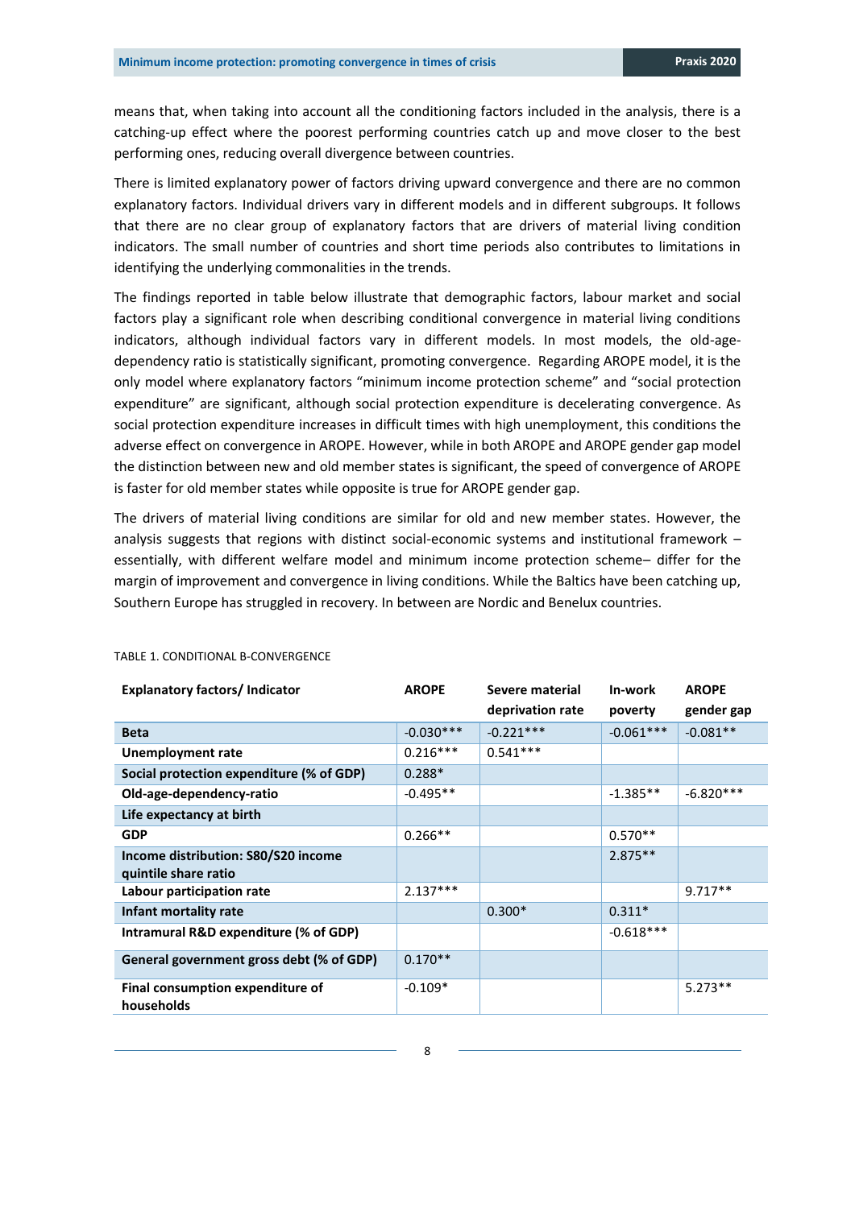means that, when taking into account all the conditioning factors included in the analysis, there is a catching-up effect where the poorest performing countries catch up and move closer to the best performing ones, reducing overall divergence between countries.

There is limited explanatory power of factors driving upward convergence and there are no common explanatory factors. Individual drivers vary in different models and in different subgroups. It follows that there are no clear group of explanatory factors that are drivers of material living condition indicators. The small number of countries and short time periods also contributes to limitations in identifying the underlying commonalities in the trends.

The findings reported in table below illustrate that demographic factors, labour market and social factors play a significant role when describing conditional convergence in material living conditions indicators, although individual factors vary in different models. In most models, the old-age-dependency ratio is statistically significant, promoting convergence. Regarding AROPE model, it is the only model where explanatory factors "minimum income protection scheme" and "social protection expenditure" are significant, although social protection expenditure is decelerating convergence. As social protection expenditure increases in difficult times with high unemployment, this conditions the adverse effect on convergence in AROPE. However, while in both AROPE and AROPE gender gap model the distinction between new and old member states is significant, the speed of convergence of AROPE is faster for old member states while opposite is true for AROPE gender gap.

The drivers of material living conditions are similar for old and new member states. However, the analysis suggests that regions with distinct social-economic systems and institutional framework – essentially, with different welfare model and minimum income protection scheme– differ for the margin of improvement and convergence in living conditions. While the Baltics have been catching up, Southern Europe has struggled in recovery. In between are Nordic and Benelux countries.

TABLE 1. CONDITIONAL Β-CONVERGENCE

| Explanatory factors/ Indicator | AROPE | Severe material deprivation rate | In-work poverty | AROPE gender gap |
|---|---|---|---|---|
| **Beta** | -0.030*** | -0.221*** | -0.061*** | -0.081** |
| **Unemployment rate** | 0.216*** | 0.541*** | | |
| **Social protection expenditure (% of GDP)** | 0.288* | | | |
| **Old-age-dependency-ratio** | -0.495** | | -1.385** | -6.820*** |
| **Life expectancy at birth** | | | | |
| **GDP** | 0.266** | | 0.570** | |
| **Income distribution: S80/S20 income quintile share ratio** | | | 2.875** | |
| **Labour participation rate** | 2.137*** | | | 9.717** |
| **Infant mortality rate** | | 0.300* | 0.311* | |
| **Intramural R&D expenditure (% of GDP)** | | | -0.618*** | |
| **General government gross debt (% of GDP)** | 0.170** | | | |
| **Final consumption expenditure of households** | -0.109* | | | 5.273** |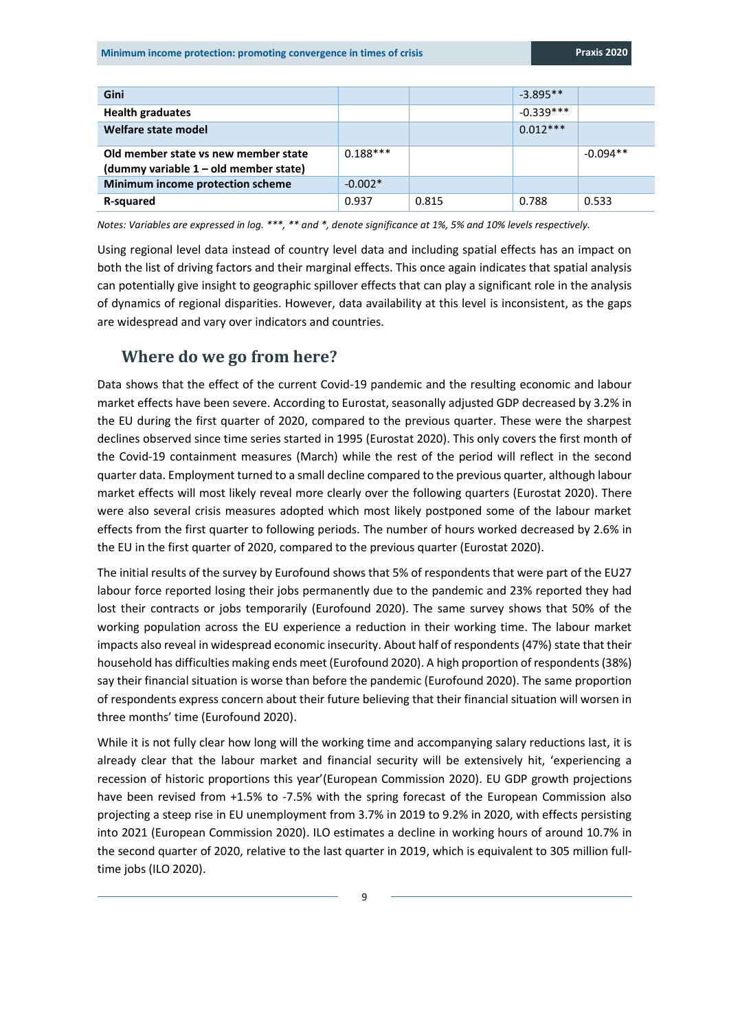| | | | | |
|---|---|---|---|---|
| **Gini** | | | -3.895** | |
| **Health graduates** | | | -0.339*** | |
| **Welfare state model** | | | 0.012*** | |
| **Old member state vs new member state (dummy variable 1 – old member state)** | 0.188*** | | | -0.094** |
| **Minimum income protection scheme** | -0.002* | | | |
| **R-squared** | 0.937 | 0.815 | 0.788 | 0.533 |

*Notes: Variables are expressed in log. ***, ** and *, denote significance at 1%, 5% and 10% levels respectively.*

Using regional level data instead of country level data and including spatial effects has an impact on both the list of driving factors and their marginal effects. This once again indicates that spatial analysis can potentially give insight to geographic spillover effects that can play a significant role in the analysis of dynamics of regional disparities. However, data availability at this level is inconsistent, as the gaps are widespread and vary over indicators and countries.

## Where do we go from here?

Data shows that the effect of the current Covid-19 pandemic and the resulting economic and labour market effects have been severe. According to Eurostat, seasonally adjusted GDP decreased by 3.2% in the EU during the first quarter of 2020, compared to the previous quarter. These were the sharpest declines observed since time series started in 1995 (Eurostat 2020). This only covers the first month of the Covid-19 containment measures (March) while the rest of the period will reflect in the second quarter data. Employment turned to a small decline compared to the previous quarter, although labour market effects will most likely reveal more clearly over the following quarters (Eurostat 2020). There were also several crisis measures adopted which most likely postponed some of the labour market effects from the first quarter to following periods. The number of hours worked decreased by 2.6% in the EU in the first quarter of 2020, compared to the previous quarter (Eurostat 2020).

The initial results of the survey by Eurofound shows that 5% of respondents that were part of the EU27 labour force reported losing their jobs permanently due to the pandemic and 23% reported they had lost their contracts or jobs temporarily (Eurofound 2020). The same survey shows that 50% of the working population across the EU experience a reduction in their working time. The labour market impacts also reveal in widespread economic insecurity. About half of respondents (47%) state that their household has difficulties making ends meet (Eurofound 2020). A high proportion of respondents (38%) say their financial situation is worse than before the pandemic (Eurofound 2020). The same proportion of respondents express concern about their future believing that their financial situation will worsen in three months' time (Eurofound 2020).

While it is not fully clear how long will the working time and accompanying salary reductions last, it is already clear that the labour market and financial security will be extensively hit, 'experiencing a recession of historic proportions this year'(European Commission 2020). EU GDP growth projections have been revised from +1.5% to -7.5% with the spring forecast of the European Commission also projecting a steep rise in EU unemployment from 3.7% in 2019 to 9.2% in 2020, with effects persisting into 2021 (European Commission 2020). ILO estimates a decline in working hours of around 10.7% in the second quarter of 2020, relative to the last quarter in 2019, which is equivalent to 305 million full-time jobs (ILO 2020).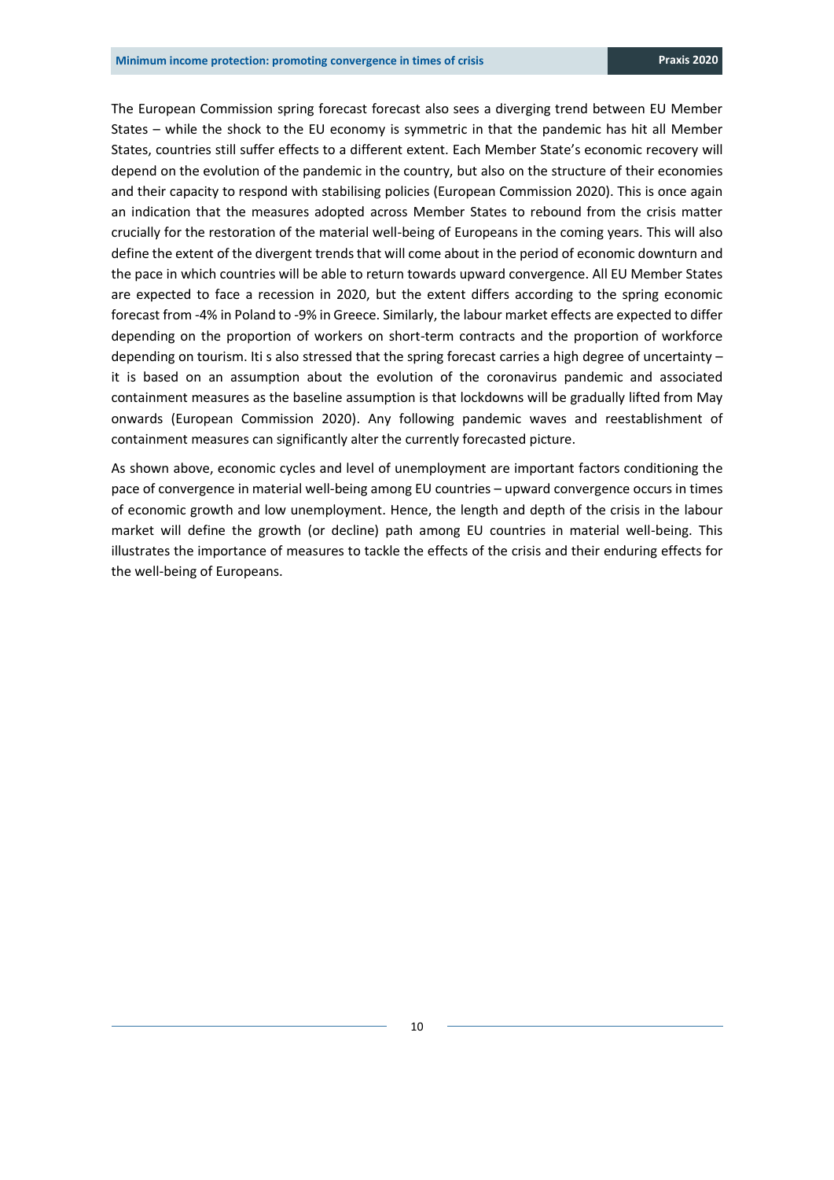The European Commission spring forecast forecast also sees a diverging trend between EU Member States – while the shock to the EU economy is symmetric in that the pandemic has hit all Member States, countries still suffer effects to a different extent. Each Member State's economic recovery will depend on the evolution of the pandemic in the country, but also on the structure of their economies and their capacity to respond with stabilising policies (European Commission 2020). This is once again an indication that the measures adopted across Member States to rebound from the crisis matter crucially for the restoration of the material well-being of Europeans in the coming years. This will also define the extent of the divergent trends that will come about in the period of economic downturn and the pace in which countries will be able to return towards upward convergence. All EU Member States are expected to face a recession in 2020, but the extent differs according to the spring economic forecast from -4% in Poland to -9% in Greece. Similarly, the labour market effects are expected to differ depending on the proportion of workers on short-term contracts and the proportion of workforce depending on tourism. Iti s also stressed that the spring forecast carries a high degree of uncertainty – it is based on an assumption about the evolution of the coronavirus pandemic and associated containment measures as the baseline assumption is that lockdowns will be gradually lifted from May onwards (European Commission 2020). Any following pandemic waves and reestablishment of containment measures can significantly alter the currently forecasted picture.

As shown above, economic cycles and level of unemployment are important factors conditioning the pace of convergence in material well-being among EU countries – upward convergence occurs in times of economic growth and low unemployment. Hence, the length and depth of the crisis in the labour market will define the growth (or decline) path among EU countries in material well-being. This illustrates the importance of measures to tackle the effects of the crisis and their enduring effects for the well-being of Europeans.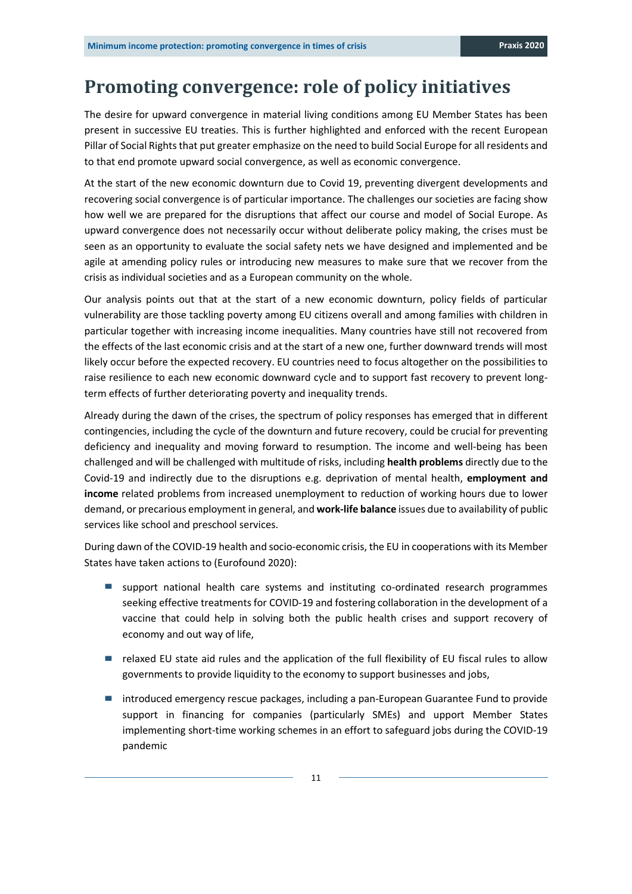# Promoting convergence: role of policy initiatives

The desire for upward convergence in material living conditions among EU Member States has been present in successive EU treaties. This is further highlighted and enforced with the recent European Pillar of Social Rights that put greater emphasize on the need to build Social Europe for all residents and to that end promote upward social convergence, as well as economic convergence.

At the start of the new economic downturn due to Covid 19, preventing divergent developments and recovering social convergence is of particular importance. The challenges our societies are facing show how well we are prepared for the disruptions that affect our course and model of Social Europe. As upward convergence does not necessarily occur without deliberate policy making, the crises must be seen as an opportunity to evaluate the social safety nets we have designed and implemented and be agile at amending policy rules or introducing new measures to make sure that we recover from the crisis as individual societies and as a European community on the whole.

Our analysis points out that at the start of a new economic downturn, policy fields of particular vulnerability are those tackling poverty among EU citizens overall and among families with children in particular together with increasing income inequalities. Many countries have still not recovered from the effects of the last economic crisis and at the start of a new one, further downward trends will most likely occur before the expected recovery. EU countries need to focus altogether on the possibilities to raise resilience to each new economic downward cycle and to support fast recovery to prevent long-term effects of further deteriorating poverty and inequality trends.

Already during the dawn of the crises, the spectrum of policy responses has emerged that in different contingencies, including the cycle of the downturn and future recovery, could be crucial for preventing deficiency and inequality and moving forward to resumption. The income and well-being has been challenged and will be challenged with multitude of risks, including **health problems** directly due to the Covid-19 and indirectly due to the disruptions e.g. deprivation of mental health, **employment and income** related problems from increased unemployment to reduction of working hours due to lower demand, or precarious employment in general, and **work-life balance** issues due to availability of public services like school and preschool services.

During dawn of the COVID-19 health and socio-economic crisis, the EU in cooperations with its Member States have taken actions to (Eurofound 2020):

- support national health care systems and instituting co-ordinated research programmes seeking effective treatments for COVID-19 and fostering collaboration in the development of a vaccine that could help in solving both the public health crises and support recovery of economy and out way of life,
- relaxed EU state aid rules and the application of the full flexibility of EU fiscal rules to allow governments to provide liquidity to the economy to support businesses and jobs,
- introduced emergency rescue packages, including a pan-European Guarantee Fund to provide support in financing for companies (particularly SMEs) and upport Member States implementing short-time working schemes in an effort to safeguard jobs during the COVID-19 pandemic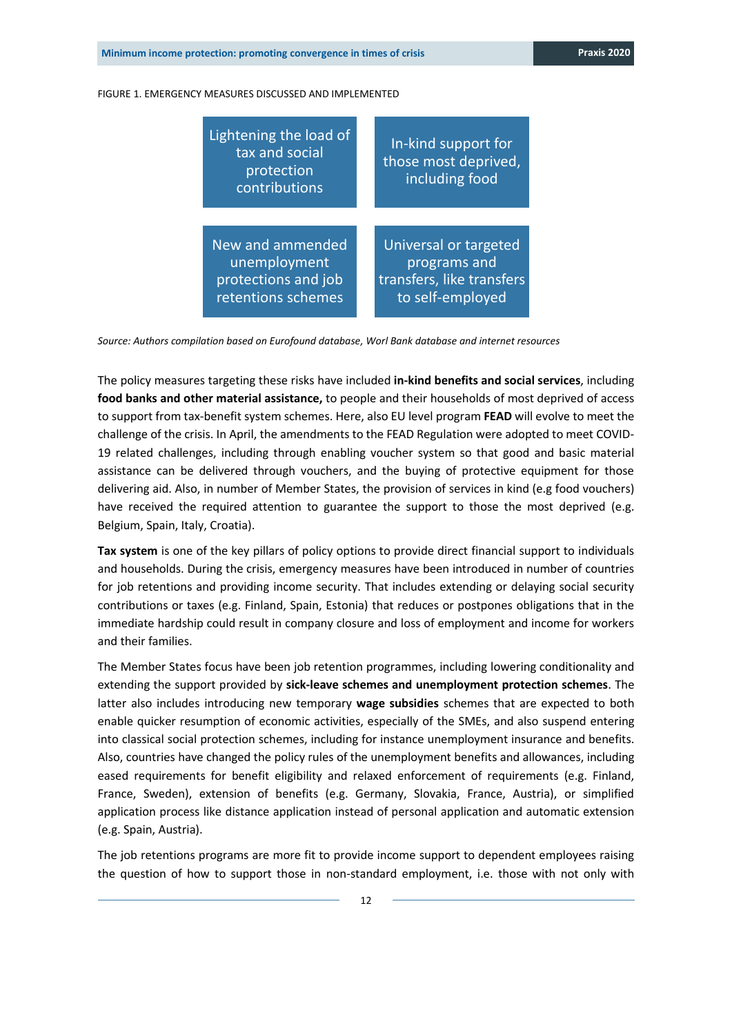FIGURE 1. EMERGENCY MEASURES DISCUSSED AND IMPLEMENTED

| | |
|---|---|
| Lightening the load of tax and social protection contributions | In-kind support for those most deprived, including food |
| New and ammended unemployment protections and job retentions schemes | Universal or targeted programs and transfers, like transfers to self-employed |

*Source: Authors compilation based on Eurofound database, Worl Bank database and internet resources*

The policy measures targeting these risks have included **in-kind benefits and social services**, including **food banks and other material assistance,** to people and their households of most deprived of access to support from tax-benefit system schemes. Here, also EU level program **FEAD** will evolve to meet the challenge of the crisis. In April, the amendments to the FEAD Regulation were adopted to meet COVID-19 related challenges, including through enabling voucher system so that good and basic material assistance can be delivered through vouchers, and the buying of protective equipment for those delivering aid. Also, in number of Member States, the provision of services in kind (e.g food vouchers) have received the required attention to guarantee the support to those the most deprived (e.g. Belgium, Spain, Italy, Croatia).

**Tax system** is one of the key pillars of policy options to provide direct financial support to individuals and households. During the crisis, emergency measures have been introduced in number of countries for job retentions and providing income security. That includes extending or delaying social security contributions or taxes (e.g. Finland, Spain, Estonia) that reduces or postpones obligations that in the immediate hardship could result in company closure and loss of employment and income for workers and their families.

The Member States focus have been job retention programmes, including lowering conditionality and extending the support provided by **sick-leave schemes and unemployment protection schemes**. The latter also includes introducing new temporary **wage subsidies** schemes that are expected to both enable quicker resumption of economic activities, especially of the SMEs, and also suspend entering into classical social protection schemes, including for instance unemployment insurance and benefits. Also, countries have changed the policy rules of the unemployment benefits and allowances, including eased requirements for benefit eligibility and relaxed enforcement of requirements (e.g. Finland, France, Sweden), extension of benefits (e.g. Germany, Slovakia, France, Austria), or simplified application process like distance application instead of personal application and automatic extension (e.g. Spain, Austria).

The job retentions programs are more fit to provide income support to dependent employees raising the question of how to support those in non-standard employment, i.e. those with not only with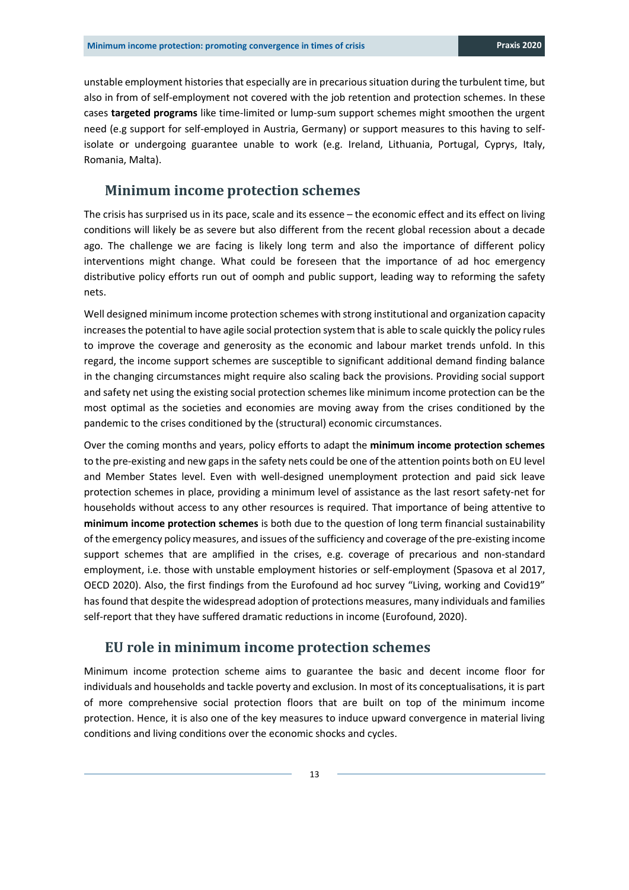unstable employment histories that especially are in precarious situation during the turbulent time, but also in from of self-employment not covered with the job retention and protection schemes. In these cases **targeted programs** like time-limited or lump-sum support schemes might smoothen the urgent need (e.g support for self-employed in Austria, Germany) or support measures to this having to self-isolate or undergoing guarantee unable to work (e.g. Ireland, Lithuania, Portugal, Cyprys, Italy, Romania, Malta).

## Minimum income protection schemes

The crisis has surprised us in its pace, scale and its essence – the economic effect and its effect on living conditions will likely be as severe but also different from the recent global recession about a decade ago. The challenge we are facing is likely long term and also the importance of different policy interventions might change. What could be foreseen that the importance of ad hoc emergency distributive policy efforts run out of oomph and public support, leading way to reforming the safety nets.

Well designed minimum income protection schemes with strong institutional and organization capacity increases the potential to have agile social protection system that is able to scale quickly the policy rules to improve the coverage and generosity as the economic and labour market trends unfold. In this regard, the income support schemes are susceptible to significant additional demand finding balance in the changing circumstances might require also scaling back the provisions. Providing social support and safety net using the existing social protection schemes like minimum income protection can be the most optimal as the societies and economies are moving away from the crises conditioned by the pandemic to the crises conditioned by the (structural) economic circumstances.

Over the coming months and years, policy efforts to adapt the **minimum income protection schemes** to the pre-existing and new gaps in the safety nets could be one of the attention points both on EU level and Member States level. Even with well-designed unemployment protection and paid sick leave protection schemes in place, providing a minimum level of assistance as the last resort safety-net for households without access to any other resources is required. That importance of being attentive to **minimum income protection schemes** is both due to the question of long term financial sustainability of the emergency policy measures, and issues of the sufficiency and coverage of the pre-existing income support schemes that are amplified in the crises, e.g. coverage of precarious and non-standard employment, i.e. those with unstable employment histories or self-employment (Spasova et al 2017, OECD 2020). Also, the first findings from the Eurofound ad hoc survey "Living, working and Covid19" has found that despite the widespread adoption of protections measures, many individuals and families self-report that they have suffered dramatic reductions in income (Eurofound, 2020).

## EU role in minimum income protection schemes

Minimum income protection scheme aims to guarantee the basic and decent income floor for individuals and households and tackle poverty and exclusion. In most of its conceptualisations, it is part of more comprehensive social protection floors that are built on top of the minimum income protection. Hence, it is also one of the key measures to induce upward convergence in material living conditions and living conditions over the economic shocks and cycles.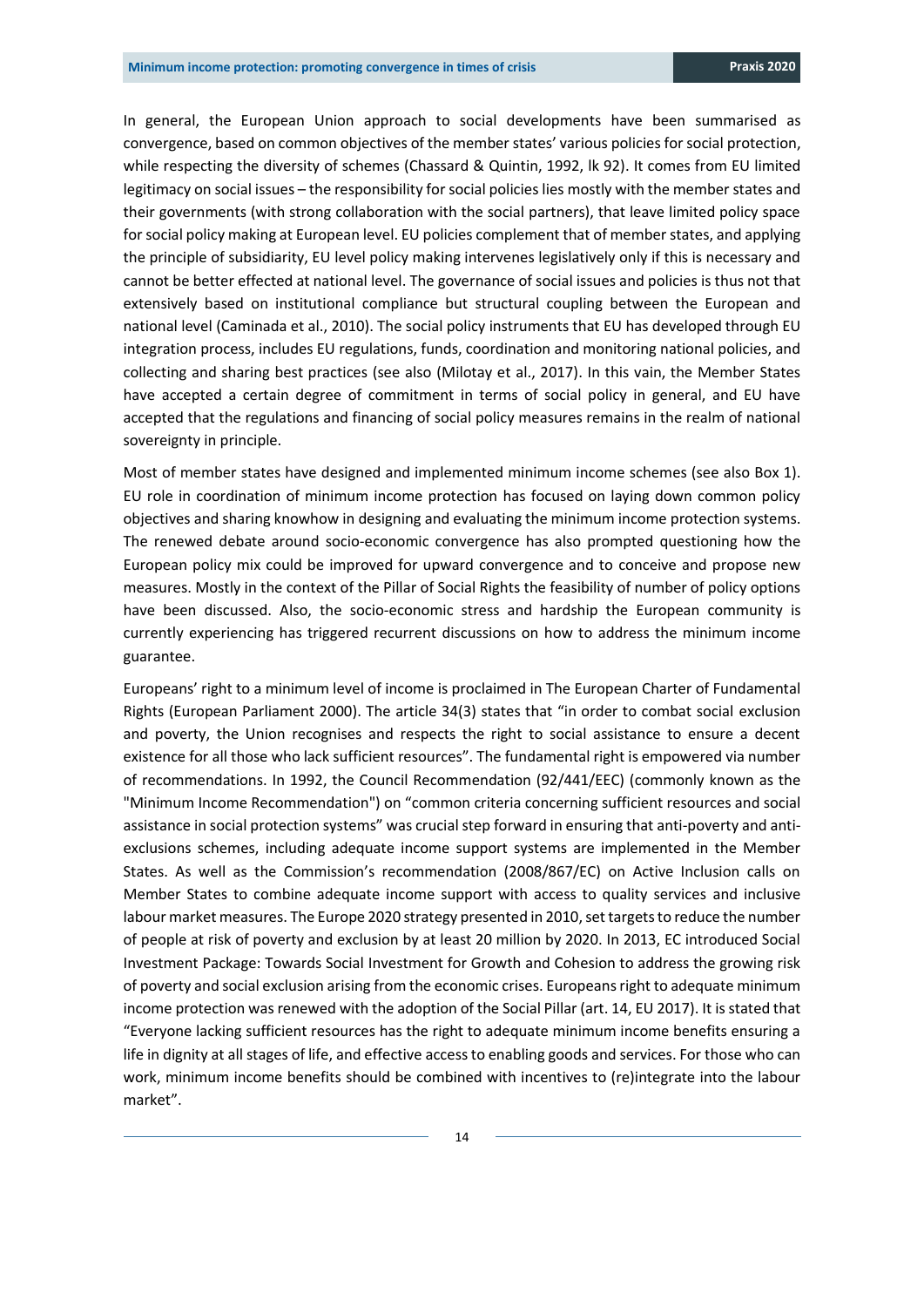In general, the European Union approach to social developments have been summarised as convergence, based on common objectives of the member states' various policies for social protection, while respecting the diversity of schemes (Chassard & Quintin, 1992, lk 92). It comes from EU limited legitimacy on social issues – the responsibility for social policies lies mostly with the member states and their governments (with strong collaboration with the social partners), that leave limited policy space for social policy making at European level. EU policies complement that of member states, and applying the principle of subsidiarity, EU level policy making intervenes legislatively only if this is necessary and cannot be better effected at national level. The governance of social issues and policies is thus not that extensively based on institutional compliance but structural coupling between the European and national level (Caminada et al., 2010). The social policy instruments that EU has developed through EU integration process, includes EU regulations, funds, coordination and monitoring national policies, and collecting and sharing best practices (see also (Milotay et al., 2017). In this vain, the Member States have accepted a certain degree of commitment in terms of social policy in general, and EU have accepted that the regulations and financing of social policy measures remains in the realm of national sovereignty in principle.

Most of member states have designed and implemented minimum income schemes (see also Box 1). EU role in coordination of minimum income protection has focused on laying down common policy objectives and sharing knowhow in designing and evaluating the minimum income protection systems. The renewed debate around socio-economic convergence has also prompted questioning how the European policy mix could be improved for upward convergence and to conceive and propose new measures. Mostly in the context of the Pillar of Social Rights the feasibility of number of policy options have been discussed. Also, the socio-economic stress and hardship the European community is currently experiencing has triggered recurrent discussions on how to address the minimum income guarantee.

Europeans' right to a minimum level of income is proclaimed in The European Charter of Fundamental Rights (European Parliament 2000). The article 34(3) states that "in order to combat social exclusion and poverty, the Union recognises and respects the right to social assistance to ensure a decent existence for all those who lack sufficient resources". The fundamental right is empowered via number of recommendations. In 1992, the Council Recommendation (92/441/EEC) (commonly known as the "Minimum Income Recommendation") on "common criteria concerning sufficient resources and social assistance in social protection systems" was crucial step forward in ensuring that anti-poverty and anti-exclusions schemes, including adequate income support systems are implemented in the Member States. As well as the Commission's recommendation (2008/867/EC) on Active Inclusion calls on Member States to combine adequate income support with access to quality services and inclusive labour market measures. The Europe 2020 strategy presented in 2010, set targets to reduce the number of people at risk of poverty and exclusion by at least 20 million by 2020. In 2013, EC introduced Social Investment Package: Towards Social Investment for Growth and Cohesion to address the growing risk of poverty and social exclusion arising from the economic crises. Europeans right to adequate minimum income protection was renewed with the adoption of the Social Pillar (art. 14, EU 2017). It is stated that "Everyone lacking sufficient resources has the right to adequate minimum income benefits ensuring a life in dignity at all stages of life, and effective access to enabling goods and services. For those who can work, minimum income benefits should be combined with incentives to (re)integrate into the labour market".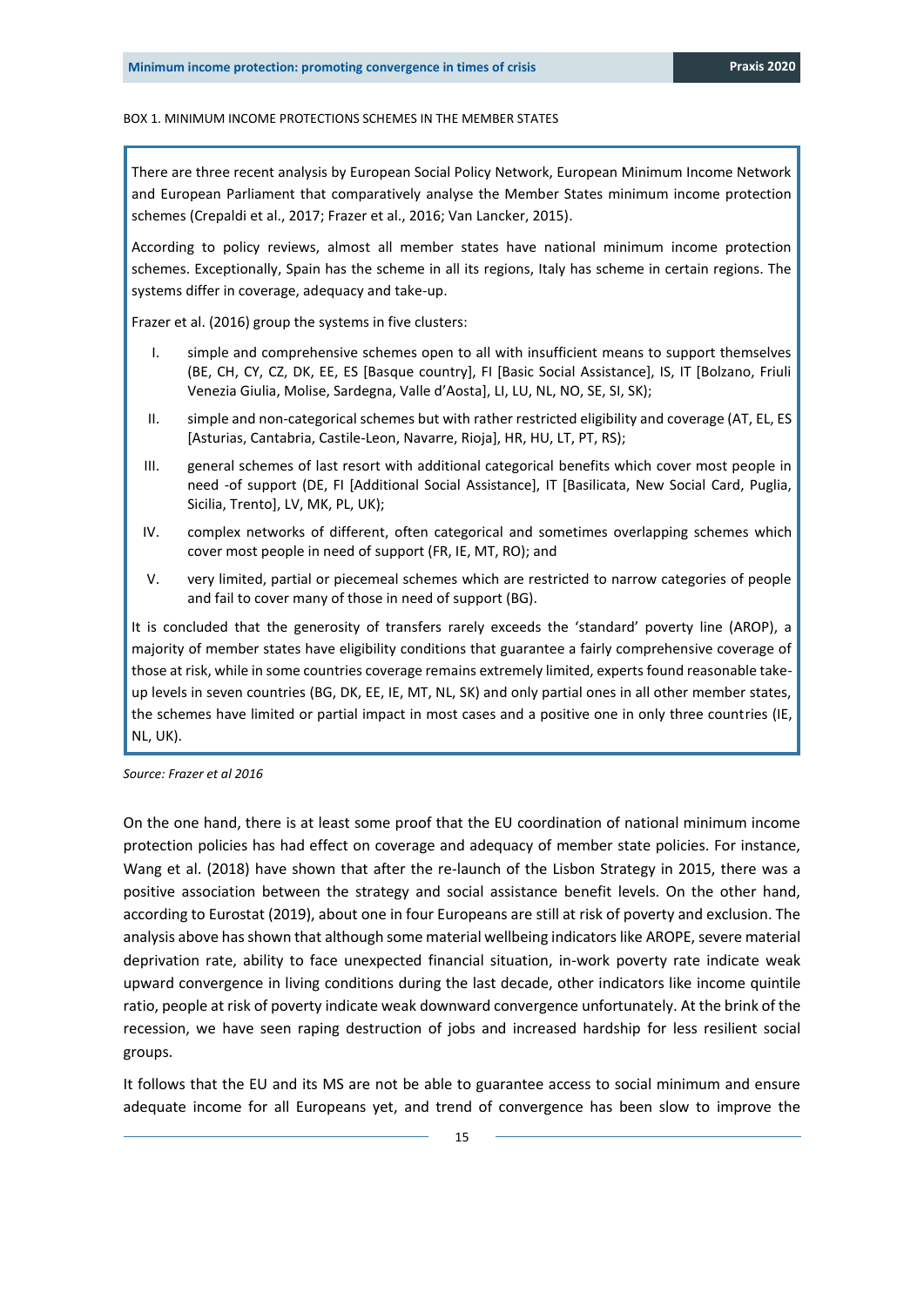BOX 1. MINIMUM INCOME PROTECTIONS SCHEMES IN THE MEMBER STATES

There are three recent analysis by European Social Policy Network, European Minimum Income Network and European Parliament that comparatively analyse the Member States minimum income protection schemes (Crepaldi et al., 2017; Frazer et al., 2016; Van Lancker, 2015).

According to policy reviews, almost all member states have national minimum income protection schemes. Exceptionally, Spain has the scheme in all its regions, Italy has scheme in certain regions. The systems differ in coverage, adequacy and take-up.

Frazer et al. (2016) group the systems in five clusters:

I. simple and comprehensive schemes open to all with insufficient means to support themselves (BE, CH, CY, CZ, DK, EE, ES [Basque country], FI [Basic Social Assistance], IS, IT [Bolzano, Friuli Venezia Giulia, Molise, Sardegna, Valle d'Aosta], LI, LU, NL, NO, SE, SI, SK);

II. simple and non-categorical schemes but with rather restricted eligibility and coverage (AT, EL, ES [Asturias, Cantabria, Castile-Leon, Navarre, Rioja], HR, HU, LT, PT, RS);

III. general schemes of last resort with additional categorical benefits which cover most people in need -of support (DE, FI [Additional Social Assistance], IT [Basilicata, New Social Card, Puglia, Sicilia, Trento], LV, MK, PL, UK);

IV. complex networks of different, often categorical and sometimes overlapping schemes which cover most people in need of support (FR, IE, MT, RO); and

V. very limited, partial or piecemeal schemes which are restricted to narrow categories of people and fail to cover many of those in need of support (BG).

It is concluded that the generosity of transfers rarely exceeds the 'standard' poverty line (AROP), a majority of member states have eligibility conditions that guarantee a fairly comprehensive coverage of those at risk, while in some countries coverage remains extremely limited, experts found reasonable take-up levels in seven countries (BG, DK, EE, IE, MT, NL, SK) and only partial ones in all other member states, the schemes have limited or partial impact in most cases and a positive one in only three countries (IE, NL, UK).

*Source: Frazer et al 2016*

On the one hand, there is at least some proof that the EU coordination of national minimum income protection policies has had effect on coverage and adequacy of member state policies. For instance, Wang et al. (2018) have shown that after the re-launch of the Lisbon Strategy in 2015, there was a positive association between the strategy and social assistance benefit levels. On the other hand, according to Eurostat (2019), about one in four Europeans are still at risk of poverty and exclusion. The analysis above has shown that although some material wellbeing indicators like AROPE, severe material deprivation rate, ability to face unexpected financial situation, in-work poverty rate indicate weak upward convergence in living conditions during the last decade, other indicators like income quintile ratio, people at risk of poverty indicate weak downward convergence unfortunately. At the brink of the recession, we have seen raping destruction of jobs and increased hardship for less resilient social groups.

It follows that the EU and its MS are not be able to guarantee access to social minimum and ensure adequate income for all Europeans yet, and trend of convergence has been slow to improve the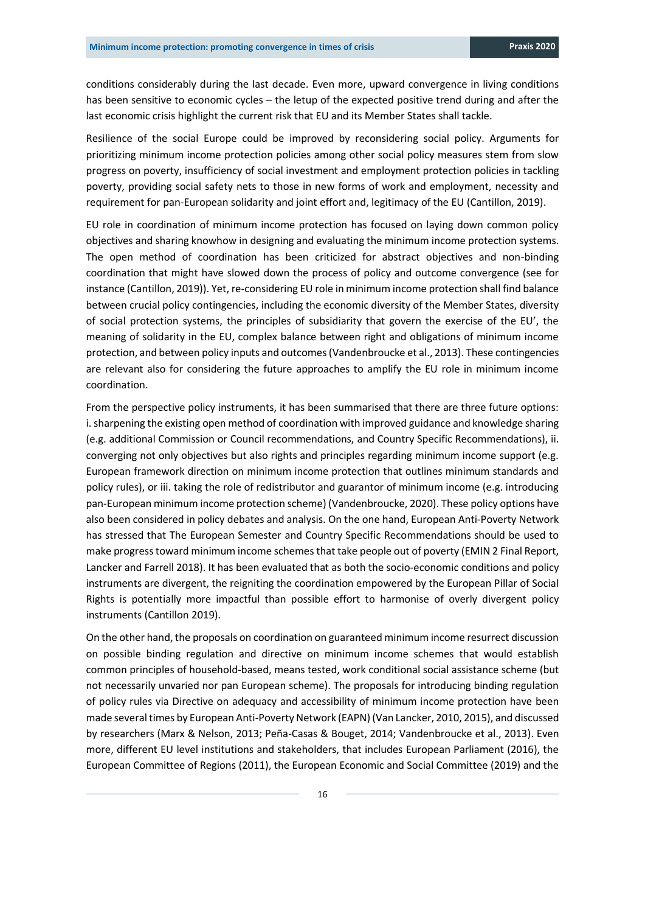conditions considerably during the last decade. Even more, upward convergence in living conditions has been sensitive to economic cycles – the letup of the expected positive trend during and after the last economic crisis highlight the current risk that EU and its Member States shall tackle.

Resilience of the social Europe could be improved by reconsidering social policy. Arguments for prioritizing minimum income protection policies among other social policy measures stem from slow progress on poverty, insufficiency of social investment and employment protection policies in tackling poverty, providing social safety nets to those in new forms of work and employment, necessity and requirement for pan-European solidarity and joint effort and, legitimacy of the EU (Cantillon, 2019).

EU role in coordination of minimum income protection has focused on laying down common policy objectives and sharing knowhow in designing and evaluating the minimum income protection systems. The open method of coordination has been criticized for abstract objectives and non-binding coordination that might have slowed down the process of policy and outcome convergence (see for instance (Cantillon, 2019)). Yet, re-considering EU role in minimum income protection shall find balance between crucial policy contingencies, including the economic diversity of the Member States, diversity of social protection systems, the principles of subsidiarity that govern the exercise of the EU', the meaning of solidarity in the EU, complex balance between right and obligations of minimum income protection, and between policy inputs and outcomes (Vandenbroucke et al., 2013). These contingencies are relevant also for considering the future approaches to amplify the EU role in minimum income coordination.

From the perspective policy instruments, it has been summarised that there are three future options: i. sharpening the existing open method of coordination with improved guidance and knowledge sharing (e.g. additional Commission or Council recommendations, and Country Specific Recommendations), ii. converging not only objectives but also rights and principles regarding minimum income support (e.g. European framework direction on minimum income protection that outlines minimum standards and policy rules), or iii. taking the role of redistributor and guarantor of minimum income (e.g. introducing pan-European minimum income protection scheme) (Vandenbroucke, 2020). These policy options have also been considered in policy debates and analysis. On the one hand, European Anti-Poverty Network has stressed that The European Semester and Country Specific Recommendations should be used to make progress toward minimum income schemes that take people out of poverty (EMIN 2 Final Report, Lancker and Farrell 2018). It has been evaluated that as both the socio-economic conditions and policy instruments are divergent, the reigniting the coordination empowered by the European Pillar of Social Rights is potentially more impactful than possible effort to harmonise of overly divergent policy instruments (Cantillon 2019).

On the other hand, the proposals on coordination on guaranteed minimum income resurrect discussion on possible binding regulation and directive on minimum income schemes that would establish common principles of household-based, means tested, work conditional social assistance scheme (but not necessarily unvaried nor pan European scheme). The proposals for introducing binding regulation of policy rules via Directive on adequacy and accessibility of minimum income protection have been made several times by European Anti-Poverty Network (EAPN) (Van Lancker, 2010, 2015), and discussed by researchers (Marx & Nelson, 2013; Peña-Casas & Bouget, 2014; Vandenbroucke et al., 2013). Even more, different EU level institutions and stakeholders, that includes European Parliament (2016), the European Committee of Regions (2011), the European Economic and Social Committee (2019) and the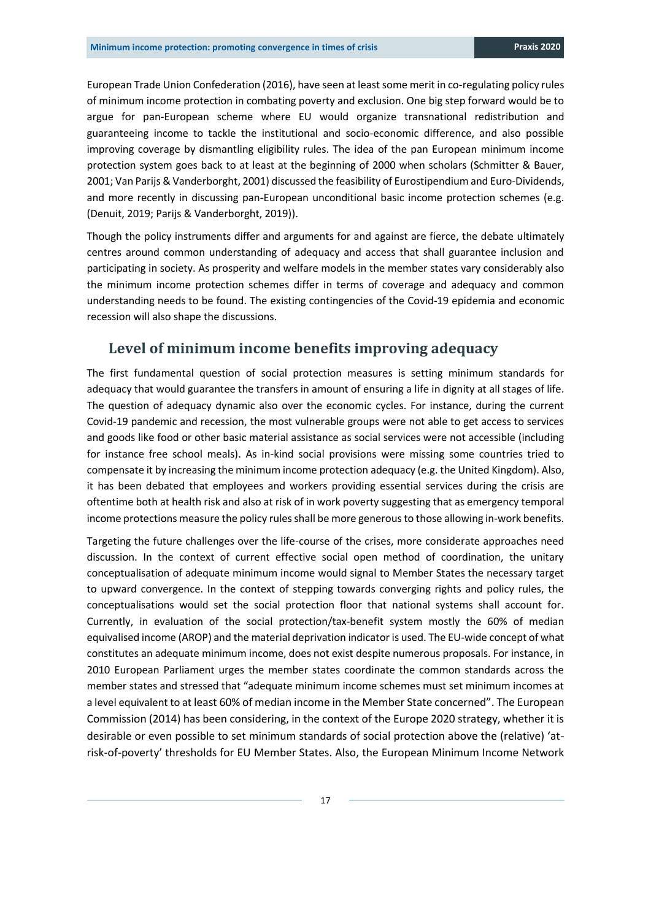European Trade Union Confederation (2016), have seen at least some merit in co-regulating policy rules of minimum income protection in combating poverty and exclusion. One big step forward would be to argue for pan-European scheme where EU would organize transnational redistribution and guaranteeing income to tackle the institutional and socio-economic difference, and also possible improving coverage by dismantling eligibility rules. The idea of the pan European minimum income protection system goes back to at least at the beginning of 2000 when scholars (Schmitter & Bauer, 2001; Van Parijs & Vanderborght, 2001) discussed the feasibility of Eurostipendium and Euro-Dividends, and more recently in discussing pan-European unconditional basic income protection schemes (e.g. (Denuit, 2019; Parijs & Vanderborght, 2019)).

Though the policy instruments differ and arguments for and against are fierce, the debate ultimately centres around common understanding of adequacy and access that shall guarantee inclusion and participating in society. As prosperity and welfare models in the member states vary considerably also the minimum income protection schemes differ in terms of coverage and adequacy and common understanding needs to be found. The existing contingencies of the Covid-19 epidemia and economic recession will also shape the discussions.

## Level of minimum income benefits improving adequacy

The first fundamental question of social protection measures is setting minimum standards for adequacy that would guarantee the transfers in amount of ensuring a life in dignity at all stages of life. The question of adequacy dynamic also over the economic cycles. For instance, during the current Covid-19 pandemic and recession, the most vulnerable groups were not able to get access to services and goods like food or other basic material assistance as social services were not accessible (including for instance free school meals). As in-kind social provisions were missing some countries tried to compensate it by increasing the minimum income protection adequacy (e.g. the United Kingdom). Also, it has been debated that employees and workers providing essential services during the crisis are oftentime both at health risk and also at risk of in work poverty suggesting that as emergency temporal income protections measure the policy rules shall be more generous to those allowing in-work benefits.

Targeting the future challenges over the life-course of the crises, more considerate approaches need discussion. In the context of current effective social open method of coordination, the unitary conceptualisation of adequate minimum income would signal to Member States the necessary target to upward convergence. In the context of stepping towards converging rights and policy rules, the conceptualisations would set the social protection floor that national systems shall account for. Currently, in evaluation of the social protection/tax-benefit system mostly the 60% of median equivalised income (AROP) and the material deprivation indicator is used. The EU-wide concept of what constitutes an adequate minimum income, does not exist despite numerous proposals. For instance, in 2010 European Parliament urges the member states coordinate the common standards across the member states and stressed that "adequate minimum income schemes must set minimum incomes at a level equivalent to at least 60% of median income in the Member State concerned". The European Commission (2014) has been considering, in the context of the Europe 2020 strategy, whether it is desirable or even possible to set minimum standards of social protection above the (relative) 'at-risk-of-poverty' thresholds for EU Member States. Also, the European Minimum Income Network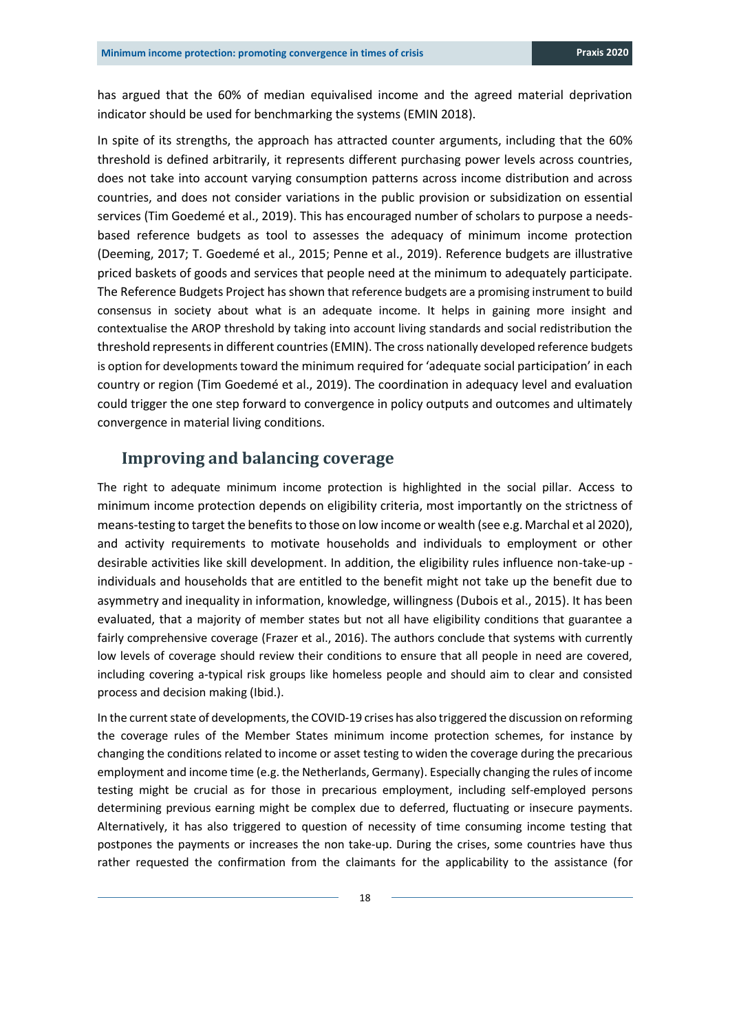has argued that the 60% of median equivalised income and the agreed material deprivation indicator should be used for benchmarking the systems (EMIN 2018).

In spite of its strengths, the approach has attracted counter arguments, including that the 60% threshold is defined arbitrarily, it represents different purchasing power levels across countries, does not take into account varying consumption patterns across income distribution and across countries, and does not consider variations in the public provision or subsidization on essential services (Tim Goedemé et al., 2019). This has encouraged number of scholars to purpose a needs-based reference budgets as tool to assesses the adequacy of minimum income protection (Deeming, 2017; T. Goedemé et al., 2015; Penne et al., 2019). Reference budgets are illustrative priced baskets of goods and services that people need at the minimum to adequately participate. The Reference Budgets Project has shown that reference budgets are a promising instrument to build consensus in society about what is an adequate income. It helps in gaining more insight and contextualise the AROP threshold by taking into account living standards and social redistribution the threshold represents in different countries (EMIN). The cross nationally developed reference budgets is option for developments toward the minimum required for 'adequate social participation' in each country or region (Tim Goedemé et al., 2019). The coordination in adequacy level and evaluation could trigger the one step forward to convergence in policy outputs and outcomes and ultimately convergence in material living conditions.

## Improving and balancing coverage

The right to adequate minimum income protection is highlighted in the social pillar. Access to minimum income protection depends on eligibility criteria, most importantly on the strictness of means-testing to target the benefits to those on low income or wealth (see e.g. Marchal et al 2020), and activity requirements to motivate households and individuals to employment or other desirable activities like skill development. In addition, the eligibility rules influence non-take-up - individuals and households that are entitled to the benefit might not take up the benefit due to asymmetry and inequality in information, knowledge, willingness (Dubois et al., 2015). It has been evaluated, that a majority of member states but not all have eligibility conditions that guarantee a fairly comprehensive coverage (Frazer et al., 2016). The authors conclude that systems with currently low levels of coverage should review their conditions to ensure that all people in need are covered, including covering a-typical risk groups like homeless people and should aim to clear and consisted process and decision making (Ibid.).

In the current state of developments, the COVID-19 crises has also triggered the discussion on reforming the coverage rules of the Member States minimum income protection schemes, for instance by changing the conditions related to income or asset testing to widen the coverage during the precarious employment and income time (e.g. the Netherlands, Germany). Especially changing the rules of income testing might be crucial as for those in precarious employment, including self-employed persons determining previous earning might be complex due to deferred, fluctuating or insecure payments. Alternatively, it has also triggered to question of necessity of time consuming income testing that postpones the payments or increases the non take-up. During the crises, some countries have thus rather requested the confirmation from the claimants for the applicability to the assistance (for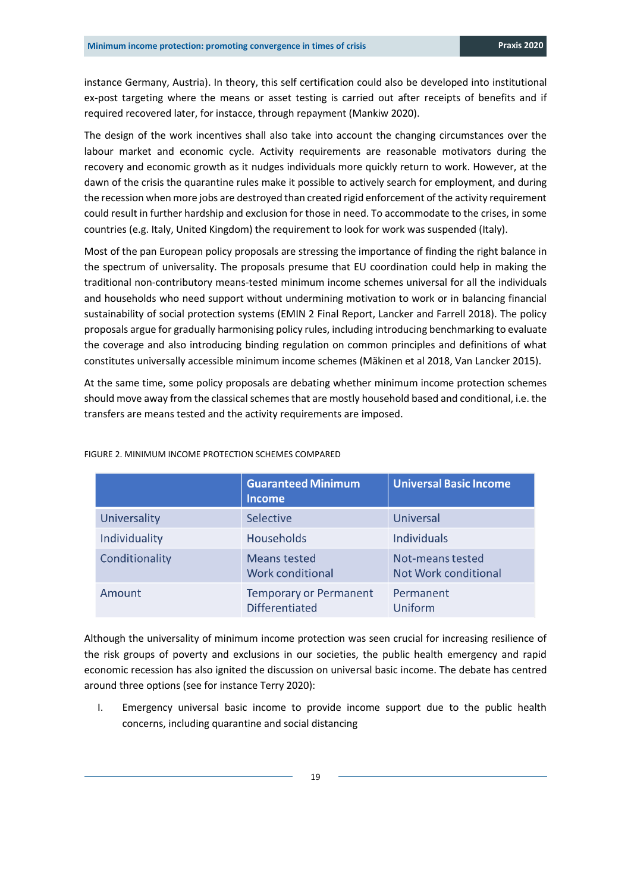instance Germany, Austria). In theory, this self certification could also be developed into institutional ex-post targeting where the means or asset testing is carried out after receipts of benefits and if required recovered later, for instacce, through repayment (Mankiw 2020).

The design of the work incentives shall also take into account the changing circumstances over the labour market and economic cycle. Activity requirements are reasonable motivators during the recovery and economic growth as it nudges individuals more quickly return to work. However, at the dawn of the crisis the quarantine rules make it possible to actively search for employment, and during the recession when more jobs are destroyed than created rigid enforcement of the activity requirement could result in further hardship and exclusion for those in need. To accommodate to the crises, in some countries (e.g. Italy, United Kingdom) the requirement to look for work was suspended (Italy).

Most of the pan European policy proposals are stressing the importance of finding the right balance in the spectrum of universality. The proposals presume that EU coordination could help in making the traditional non-contributory means-tested minimum income schemes universal for all the individuals and households who need support without undermining motivation to work or in balancing financial sustainability of social protection systems (EMIN 2 Final Report, Lancker and Farrell 2018). The policy proposals argue for gradually harmonising policy rules, including introducing benchmarking to evaluate the coverage and also introducing binding regulation on common principles and definitions of what constitutes universally accessible minimum income schemes (Mäkinen et al 2018, Van Lancker 2015).

At the same time, some policy proposals are debating whether minimum income protection schemes should move away from the classical schemes that are mostly household based and conditional, i.e. the transfers are means tested and the activity requirements are imposed.

FIGURE 2. MINIMUM INCOME PROTECTION SCHEMES COMPARED

| | Guaranteed Minimum Income | Universal Basic Income |
|---|---|---|
| Universality | Selective | Universal |
| Individuality | Households | Individuals |
| Conditionality | Means tested<br>Work conditional | Not-means tested<br>Not Work conditional |
| Amount | Temporary or Permanent<br>Differentiated | Permanent<br>Uniform |

Although the universality of minimum income protection was seen crucial for increasing resilience of the risk groups of poverty and exclusions in our societies, the public health emergency and rapid economic recession has also ignited the discussion on universal basic income. The debate has centred around three options (see for instance Terry 2020):

I. Emergency universal basic income to provide income support due to the public health concerns, including quarantine and social distancing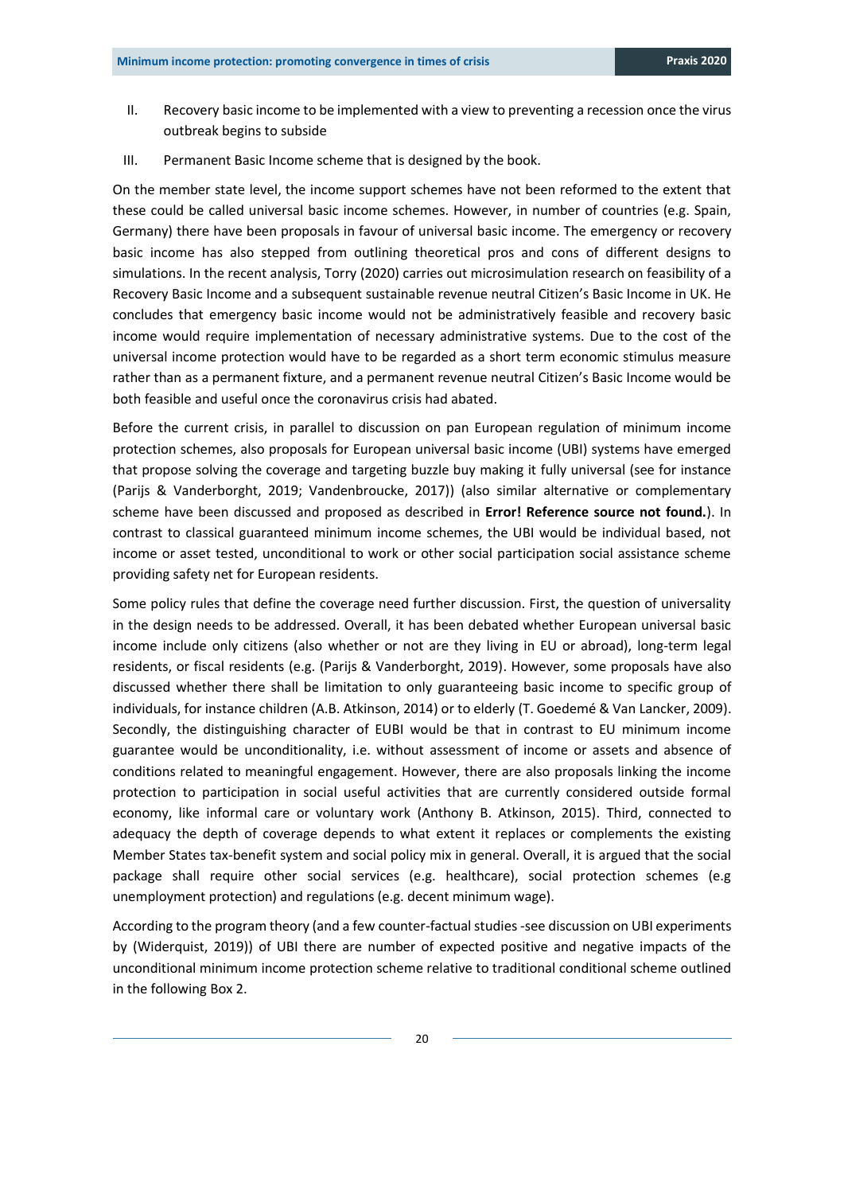II. Recovery basic income to be implemented with a view to preventing a recession once the virus outbreak begins to subside

III. Permanent Basic Income scheme that is designed by the book.

On the member state level, the income support schemes have not been reformed to the extent that these could be called universal basic income schemes. However, in number of countries (e.g. Spain, Germany) there have been proposals in favour of universal basic income. The emergency or recovery basic income has also stepped from outlining theoretical pros and cons of different designs to simulations. In the recent analysis, Torry (2020) carries out microsimulation research on feasibility of a Recovery Basic Income and a subsequent sustainable revenue neutral Citizen's Basic Income in UK. He concludes that emergency basic income would not be administratively feasible and recovery basic income would require implementation of necessary administrative systems. Due to the cost of the universal income protection would have to be regarded as a short term economic stimulus measure rather than as a permanent fixture, and a permanent revenue neutral Citizen's Basic Income would be both feasible and useful once the coronavirus crisis had abated.

Before the current crisis, in parallel to discussion on pan European regulation of minimum income protection schemes, also proposals for European universal basic income (UBI) systems have emerged that propose solving the coverage and targeting buzzle buy making it fully universal (see for instance (Parijs & Vanderborght, 2019; Vandenbroucke, 2017)) (also similar alternative or complementary scheme have been discussed and proposed as described in **Error! Reference source not found.**). In contrast to classical guaranteed minimum income schemes, the UBI would be individual based, not income or asset tested, unconditional to work or other social participation social assistance scheme providing safety net for European residents.

Some policy rules that define the coverage need further discussion. First, the question of universality in the design needs to be addressed. Overall, it has been debated whether European universal basic income include only citizens (also whether or not are they living in EU or abroad), long-term legal residents, or fiscal residents (e.g. (Parijs & Vanderborght, 2019). However, some proposals have also discussed whether there shall be limitation to only guaranteeing basic income to specific group of individuals, for instance children (A.B. Atkinson, 2014) or to elderly (T. Goedemé & Van Lancker, 2009). Secondly, the distinguishing character of EUBI would be that in contrast to EU minimum income guarantee would be unconditionality, i.e. without assessment of income or assets and absence of conditions related to meaningful engagement. However, there are also proposals linking the income protection to participation in social useful activities that are currently considered outside formal economy, like informal care or voluntary work (Anthony B. Atkinson, 2015). Third, connected to adequacy the depth of coverage depends to what extent it replaces or complements the existing Member States tax-benefit system and social policy mix in general. Overall, it is argued that the social package shall require other social services (e.g. healthcare), social protection schemes (e.g unemployment protection) and regulations (e.g. decent minimum wage).

According to the program theory (and a few counter-factual studies -see discussion on UBI experiments by (Widerquist, 2019)) of UBI there are number of expected positive and negative impacts of the unconditional minimum income protection scheme relative to traditional conditional scheme outlined in the following Box 2.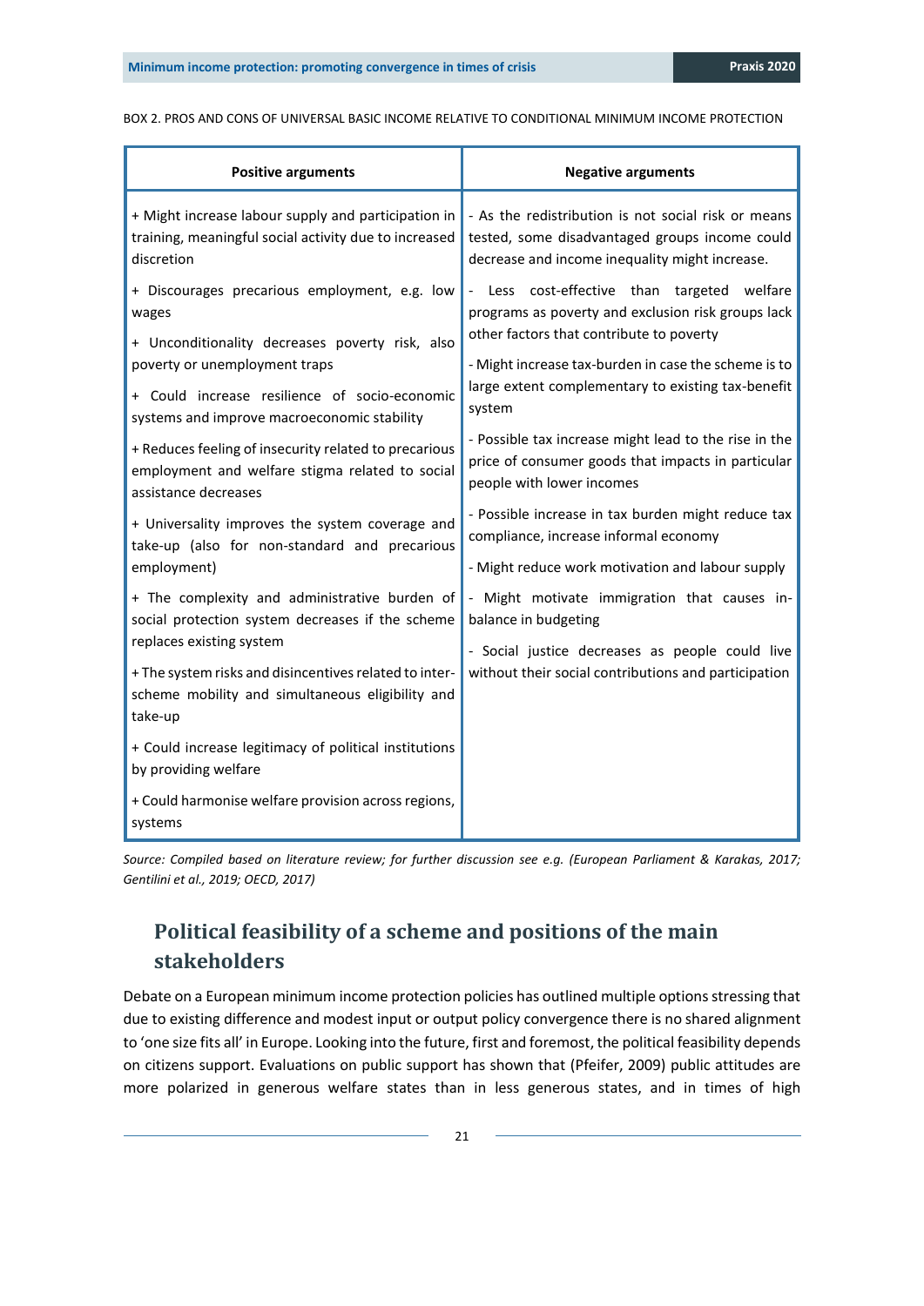BOX 2. PROS AND CONS OF UNIVERSAL BASIC INCOME RELATIVE TO CONDITIONAL MINIMUM INCOME PROTECTION

| Positive arguments | Negative arguments |
|---|---|
| + Might increase labour supply and participation in training, meaningful social activity due to increased discretion | - As the redistribution is not social risk or means tested, some disadvantaged groups income could decrease and income inequality might increase. |
| + Discourages precarious employment, e.g. low wages | - Less cost-effective than targeted welfare programs as poverty and exclusion risk groups lack other factors that contribute to poverty |
| + Unconditionality decreases poverty risk, also poverty or unemployment traps | - Might increase tax-burden in case the scheme is to large extent complementary to existing tax-benefit system |
| + Could increase resilience of socio-economic systems and improve macroeconomic stability | - Possible tax increase might lead to the rise in the price of consumer goods that impacts in particular people with lower incomes |
| + Reduces feeling of insecurity related to precarious employment and welfare stigma related to social assistance decreases | - Possible increase in tax burden might reduce tax compliance, increase informal economy |
| + Universality improves the system coverage and take-up (also for non-standard and precarious employment) | - Might reduce work motivation and labour supply |
| + The complexity and administrative burden of social protection system decreases if the scheme replaces existing system | - Might motivate immigration that causes in-balance in budgeting |
| + The system risks and disincentives related to inter-scheme mobility and simultaneous eligibility and take-up | - Social justice decreases as people could live without their social contributions and participation |
| + Could increase legitimacy of political institutions by providing welfare | |
| + Could harmonise welfare provision across regions, systems | |

*Source: Compiled based on literature review; for further discussion see e.g. (European Parliament & Karakas, 2017; Gentilini et al., 2019; OECD, 2017)*

## Political feasibility of a scheme and positions of the main stakeholders

Debate on a European minimum income protection policies has outlined multiple options stressing that due to existing difference and modest input or output policy convergence there is no shared alignment to 'one size fits all' in Europe. Looking into the future, first and foremost, the political feasibility depends on citizens support. Evaluations on public support has shown that (Pfeifer, 2009) public attitudes are more polarized in generous welfare states than in less generous states, and in times of high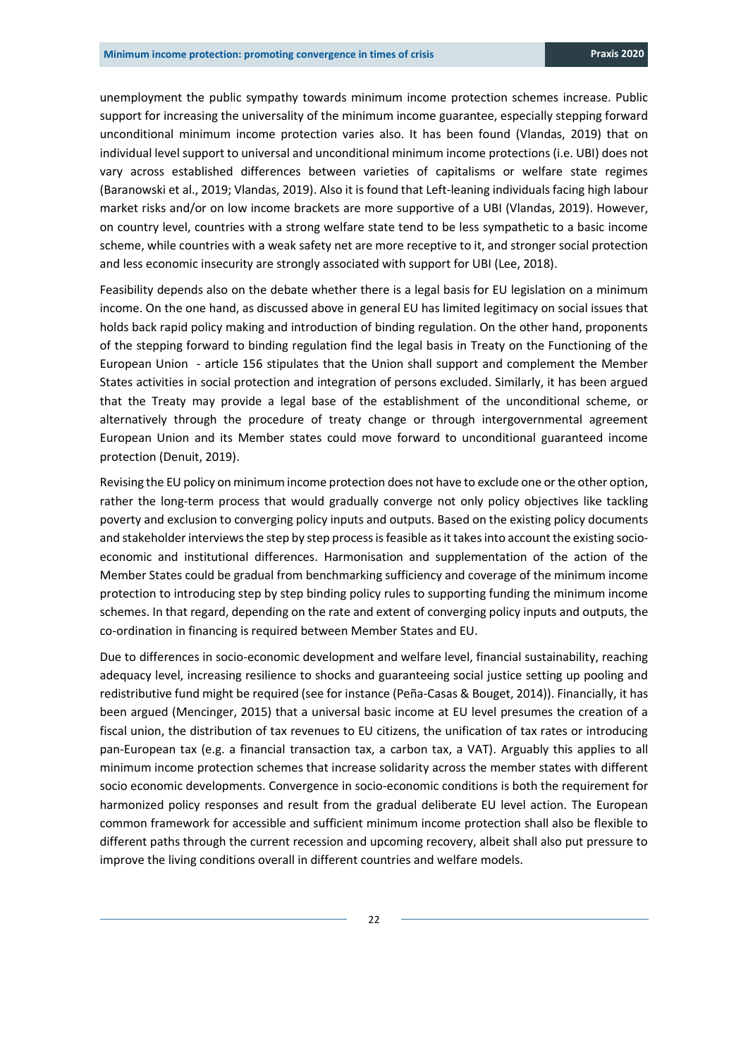unemployment the public sympathy towards minimum income protection schemes increase. Public support for increasing the universality of the minimum income guarantee, especially stepping forward unconditional minimum income protection varies also. It has been found (Vlandas, 2019) that on individual level support to universal and unconditional minimum income protections (i.e. UBI) does not vary across established differences between varieties of capitalisms or welfare state regimes (Baranowski et al., 2019; Vlandas, 2019). Also it is found that Left-leaning individuals facing high labour market risks and/or on low income brackets are more supportive of a UBI (Vlandas, 2019). However, on country level, countries with a strong welfare state tend to be less sympathetic to a basic income scheme, while countries with a weak safety net are more receptive to it, and stronger social protection and less economic insecurity are strongly associated with support for UBI (Lee, 2018).

Feasibility depends also on the debate whether there is a legal basis for EU legislation on a minimum income. On the one hand, as discussed above in general EU has limited legitimacy on social issues that holds back rapid policy making and introduction of binding regulation. On the other hand, proponents of the stepping forward to binding regulation find the legal basis in Treaty on the Functioning of the European Union - article 156 stipulates that the Union shall support and complement the Member States activities in social protection and integration of persons excluded. Similarly, it has been argued that the Treaty may provide a legal base of the establishment of the unconditional scheme, or alternatively through the procedure of treaty change or through intergovernmental agreement European Union and its Member states could move forward to unconditional guaranteed income protection (Denuit, 2019).

Revising the EU policy on minimum income protection does not have to exclude one or the other option, rather the long-term process that would gradually converge not only policy objectives like tackling poverty and exclusion to converging policy inputs and outputs. Based on the existing policy documents and stakeholder interviews the step by step process is feasible as it takes into account the existing socio-economic and institutional differences. Harmonisation and supplementation of the action of the Member States could be gradual from benchmarking sufficiency and coverage of the minimum income protection to introducing step by step binding policy rules to supporting funding the minimum income schemes. In that regard, depending on the rate and extent of converging policy inputs and outputs, the co-ordination in financing is required between Member States and EU.

Due to differences in socio-economic development and welfare level, financial sustainability, reaching adequacy level, increasing resilience to shocks and guaranteeing social justice setting up pooling and redistributive fund might be required (see for instance (Peña-Casas & Bouget, 2014)). Financially, it has been argued (Mencinger, 2015) that a universal basic income at EU level presumes the creation of a fiscal union, the distribution of tax revenues to EU citizens, the unification of tax rates or introducing pan-European tax (e.g. a financial transaction tax, a carbon tax, a VAT). Arguably this applies to all minimum income protection schemes that increase solidarity across the member states with different socio economic developments. Convergence in socio-economic conditions is both the requirement for harmonized policy responses and result from the gradual deliberate EU level action. The European common framework for accessible and sufficient minimum income protection shall also be flexible to different paths through the current recession and upcoming recovery, albeit shall also put pressure to improve the living conditions overall in different countries and welfare models.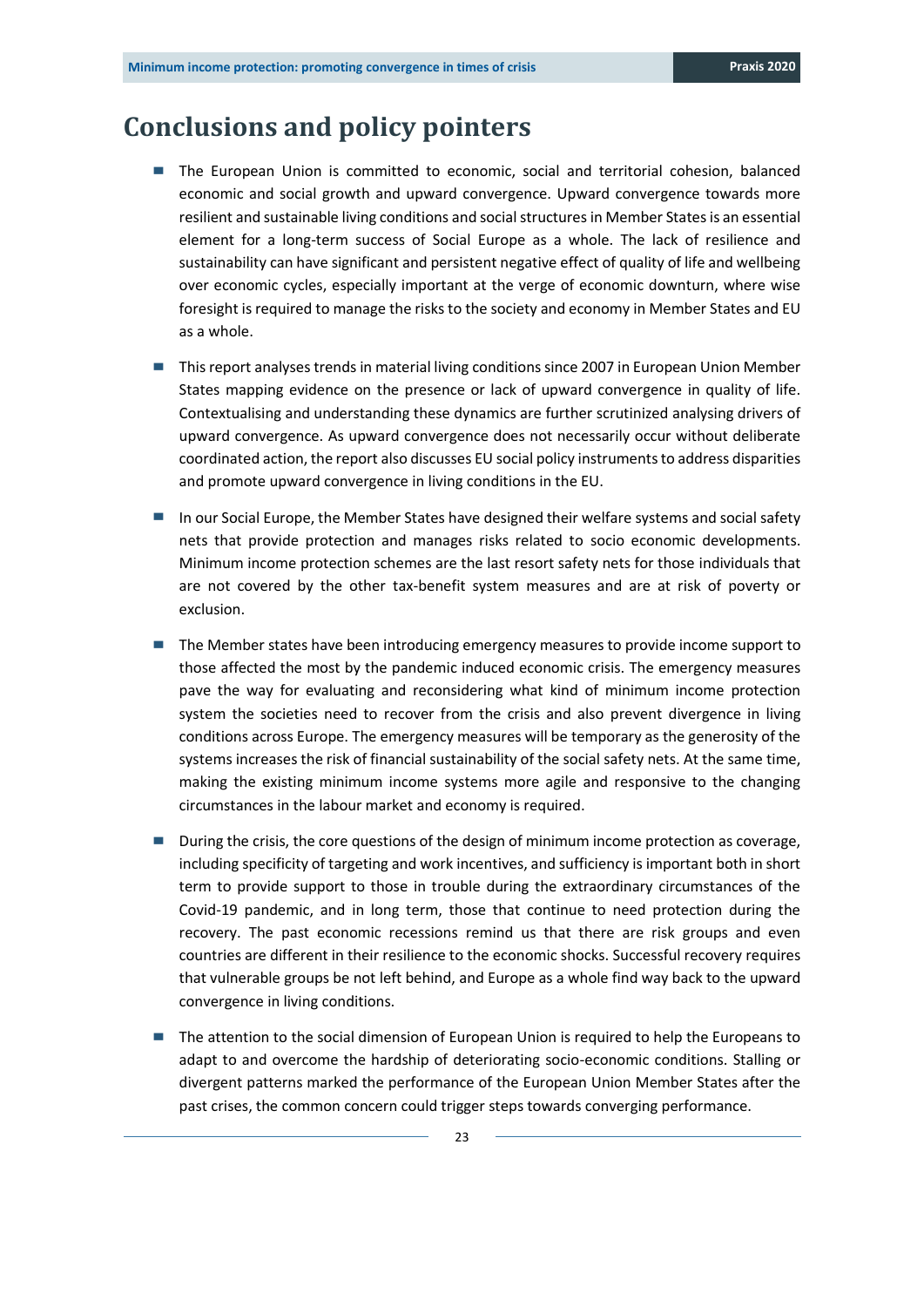# Conclusions and policy pointers

- The European Union is committed to economic, social and territorial cohesion, balanced economic and social growth and upward convergence. Upward convergence towards more resilient and sustainable living conditions and social structures in Member States is an essential element for a long-term success of Social Europe as a whole. The lack of resilience and sustainability can have significant and persistent negative effect of quality of life and wellbeing over economic cycles, especially important at the verge of economic downturn, where wise foresight is required to manage the risks to the society and economy in Member States and EU as a whole.

- This report analyses trends in material living conditions since 2007 in European Union Member States mapping evidence on the presence or lack of upward convergence in quality of life. Contextualising and understanding these dynamics are further scrutinized analysing drivers of upward convergence. As upward convergence does not necessarily occur without deliberate coordinated action, the report also discusses EU social policy instruments to address disparities and promote upward convergence in living conditions in the EU.

- In our Social Europe, the Member States have designed their welfare systems and social safety nets that provide protection and manages risks related to socio economic developments. Minimum income protection schemes are the last resort safety nets for those individuals that are not covered by the other tax-benefit system measures and are at risk of poverty or exclusion.

- The Member states have been introducing emergency measures to provide income support to those affected the most by the pandemic induced economic crisis. The emergency measures pave the way for evaluating and reconsidering what kind of minimum income protection system the societies need to recover from the crisis and also prevent divergence in living conditions across Europe. The emergency measures will be temporary as the generosity of the systems increases the risk of financial sustainability of the social safety nets. At the same time, making the existing minimum income systems more agile and responsive to the changing circumstances in the labour market and economy is required.

- During the crisis, the core questions of the design of minimum income protection as coverage, including specificity of targeting and work incentives, and sufficiency is important both in short term to provide support to those in trouble during the extraordinary circumstances of the Covid-19 pandemic, and in long term, those that continue to need protection during the recovery. The past economic recessions remind us that there are risk groups and even countries are different in their resilience to the economic shocks. Successful recovery requires that vulnerable groups be not left behind, and Europe as a whole find way back to the upward convergence in living conditions.

- The attention to the social dimension of European Union is required to help the Europeans to adapt to and overcome the hardship of deteriorating socio-economic conditions. Stalling or divergent patterns marked the performance of the European Union Member States after the past crises, the common concern could trigger steps towards converging performance.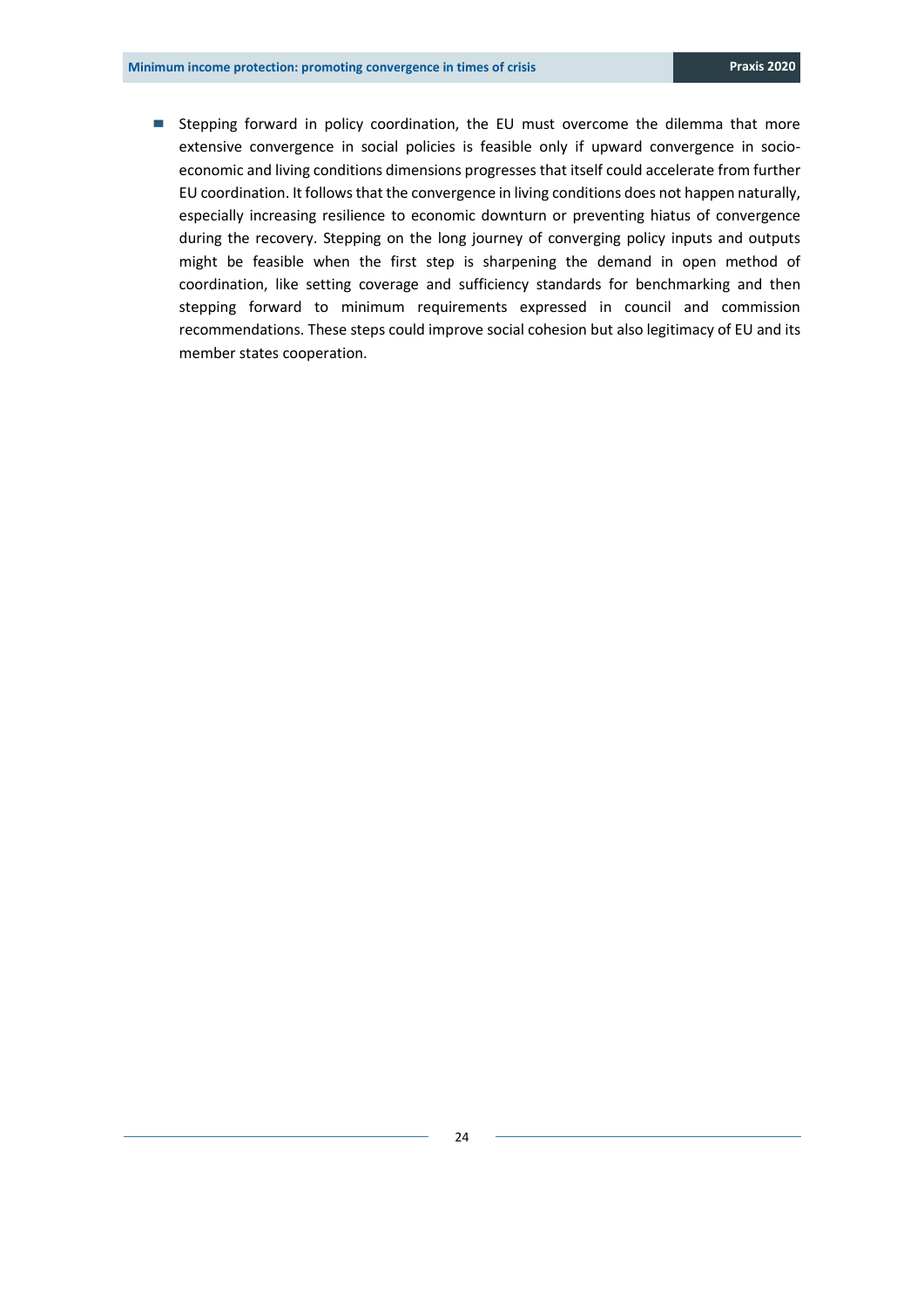- Stepping forward in policy coordination, the EU must overcome the dilemma that more extensive convergence in social policies is feasible only if upward convergence in socio-economic and living conditions dimensions progresses that itself could accelerate from further EU coordination. It follows that the convergence in living conditions does not happen naturally, especially increasing resilience to economic downturn or preventing hiatus of convergence during the recovery. Stepping on the long journey of converging policy inputs and outputs might be feasible when the first step is sharpening the demand in open method of coordination, like setting coverage and sufficiency standards for benchmarking and then stepping forward to minimum requirements expressed in council and commission recommendations. These steps could improve social cohesion but also legitimacy of EU and its member states cooperation.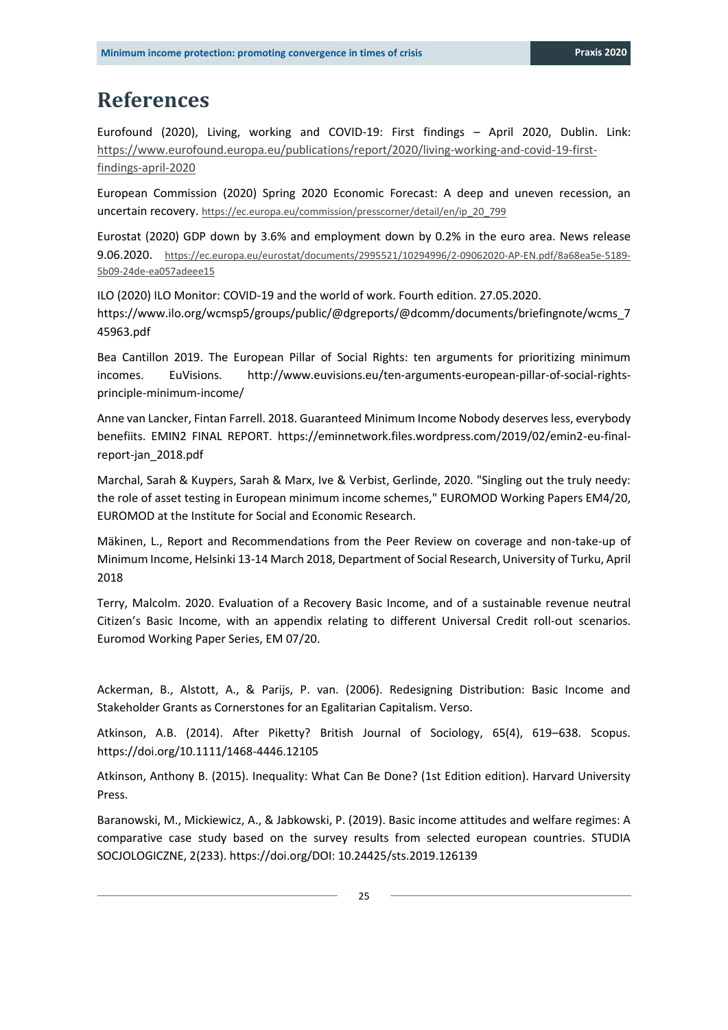# References

Eurofound (2020), Living, working and COVID-19: First findings – April 2020, Dublin. Link: https://www.eurofound.europa.eu/publications/report/2020/living-working-and-covid-19-first-findings-april-2020

European Commission (2020) Spring 2020 Economic Forecast: A deep and uneven recession, an uncertain recovery. https://ec.europa.eu/commission/presscorner/detail/en/ip_20_799

Eurostat (2020) GDP down by 3.6% and employment down by 0.2% in the euro area. News release 9.06.2020. https://ec.europa.eu/eurostat/documents/2995521/10294996/2-09062020-AP-EN.pdf/8a68ea5e-5189-5b09-24de-ea057adeee15

ILO (2020) ILO Monitor: COVID-19 and the world of work. Fourth edition. 27.05.2020. https://www.ilo.org/wcmsp5/groups/public/@dgreports/@dcomm/documents/briefingnote/wcms_745963.pdf

Bea Cantillon 2019. The European Pillar of Social Rights: ten arguments for prioritizing minimum incomes. EuVisions. http://www.euvisions.eu/ten-arguments-european-pillar-of-social-rights-principle-minimum-income/

Anne van Lancker, Fintan Farrell. 2018. Guaranteed Minimum Income Nobody deserves less, everybody benefiits. EMIN2 FINAL REPORT. https://eminnetwork.files.wordpress.com/2019/02/emin2-eu-final-report-jan_2018.pdf

Marchal, Sarah & Kuypers, Sarah & Marx, Ive & Verbist, Gerlinde, 2020. "Singling out the truly needy: the role of asset testing in European minimum income schemes," EUROMOD Working Papers EM4/20, EUROMOD at the Institute for Social and Economic Research.

Mäkinen, L., Report and Recommendations from the Peer Review on coverage and non-take-up of Minimum Income, Helsinki 13-14 March 2018, Department of Social Research, University of Turku, April 2018

Terry, Malcolm. 2020. Evaluation of a Recovery Basic Income, and of a sustainable revenue neutral Citizen's Basic Income, with an appendix relating to different Universal Credit roll-out scenarios. Euromod Working Paper Series, EM 07/20.

Ackerman, B., Alstott, A., & Parijs, P. van. (2006). Redesigning Distribution: Basic Income and Stakeholder Grants as Cornerstones for an Egalitarian Capitalism. Verso.

Atkinson, A.B. (2014). After Piketty? British Journal of Sociology, 65(4), 619–638. Scopus. https://doi.org/10.1111/1468-4446.12105

Atkinson, Anthony B. (2015). Inequality: What Can Be Done? (1st Edition edition). Harvard University Press.

Baranowski, M., Mickiewicz, A., & Jabkowski, P. (2019). Basic income attitudes and welfare regimes: A comparative case study based on the survey results from selected european countries. STUDIA SOCJOLOGICZNE, 2(233). https://doi.org/DOI: 10.24425/sts.2019.126139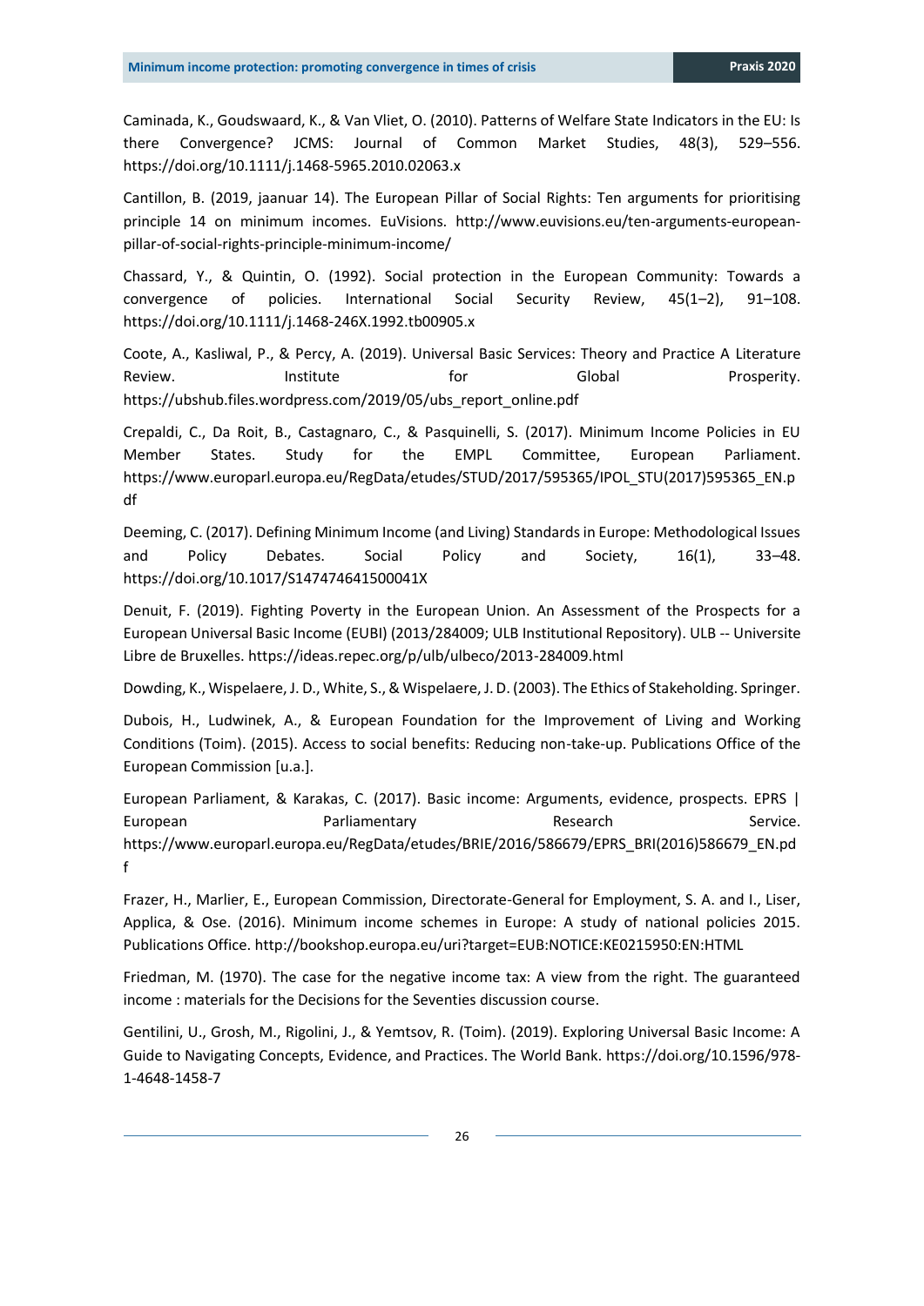Caminada, K., Goudswaard, K., & Van Vliet, O. (2010). Patterns of Welfare State Indicators in the EU: Is there Convergence? JCMS: Journal of Common Market Studies, 48(3), 529–556. https://doi.org/10.1111/j.1468-5965.2010.02063.x

Cantillon, B. (2019, jaanuar 14). The European Pillar of Social Rights: Ten arguments for prioritising principle 14 on minimum incomes. EuVisions. http://www.euvisions.eu/ten-arguments-european-pillar-of-social-rights-principle-minimum-income/

Chassard, Y., & Quintin, O. (1992). Social protection in the European Community: Towards a convergence of policies. International Social Security Review, 45(1–2), 91–108. https://doi.org/10.1111/j.1468-246X.1992.tb00905.x

Coote, A., Kasliwal, P., & Percy, A. (2019). Universal Basic Services: Theory and Practice A Literature Review. Institute for Global Prosperity. https://ubshub.files.wordpress.com/2019/05/ubs_report_online.pdf

Crepaldi, C., Da Roit, B., Castagnaro, C., & Pasquinelli, S. (2017). Minimum Income Policies in EU Member States. Study for the EMPL Committee, European Parliament. https://www.europarl.europa.eu/RegData/etudes/STUD/2017/595365/IPOL_STU(2017)595365_EN.pdf

Deeming, C. (2017). Defining Minimum Income (and Living) Standards in Europe: Methodological Issues and Policy Debates. Social Policy and Society, 16(1), 33–48. https://doi.org/10.1017/S147474641500041X

Denuit, F. (2019). Fighting Poverty in the European Union. An Assessment of the Prospects for a European Universal Basic Income (EUBI) (2013/284009; ULB Institutional Repository). ULB -- Universite Libre de Bruxelles. https://ideas.repec.org/p/ulb/ulbeco/2013-284009.html

Dowding, K., Wispelaere, J. D., White, S., & Wispelaere, J. D. (2003). The Ethics of Stakeholding. Springer.

Dubois, H., Ludwinek, A., & European Foundation for the Improvement of Living and Working Conditions (Toim). (2015). Access to social benefits: Reducing non-take-up. Publications Office of the European Commission [u.a.].

European Parliament, & Karakas, C. (2017). Basic income: Arguments, evidence, prospects. EPRS | European Parliamentary Research Service. https://www.europarl.europa.eu/RegData/etudes/BRIE/2016/586679/EPRS_BRI(2016)586679_EN.pdf

Frazer, H., Marlier, E., European Commission, Directorate-General for Employment, S. A. and I., Liser, Applica, & Ose. (2016). Minimum income schemes in Europe: A study of national policies 2015. Publications Office. http://bookshop.europa.eu/uri?target=EUB:NOTICE:KE0215950:EN:HTML

Friedman, M. (1970). The case for the negative income tax: A view from the right. The guaranteed income : materials for the Decisions for the Seventies discussion course.

Gentilini, U., Grosh, M., Rigolini, J., & Yemtsov, R. (Toim). (2019). Exploring Universal Basic Income: A Guide to Navigating Concepts, Evidence, and Practices. The World Bank. https://doi.org/10.1596/978-1-4648-1458-7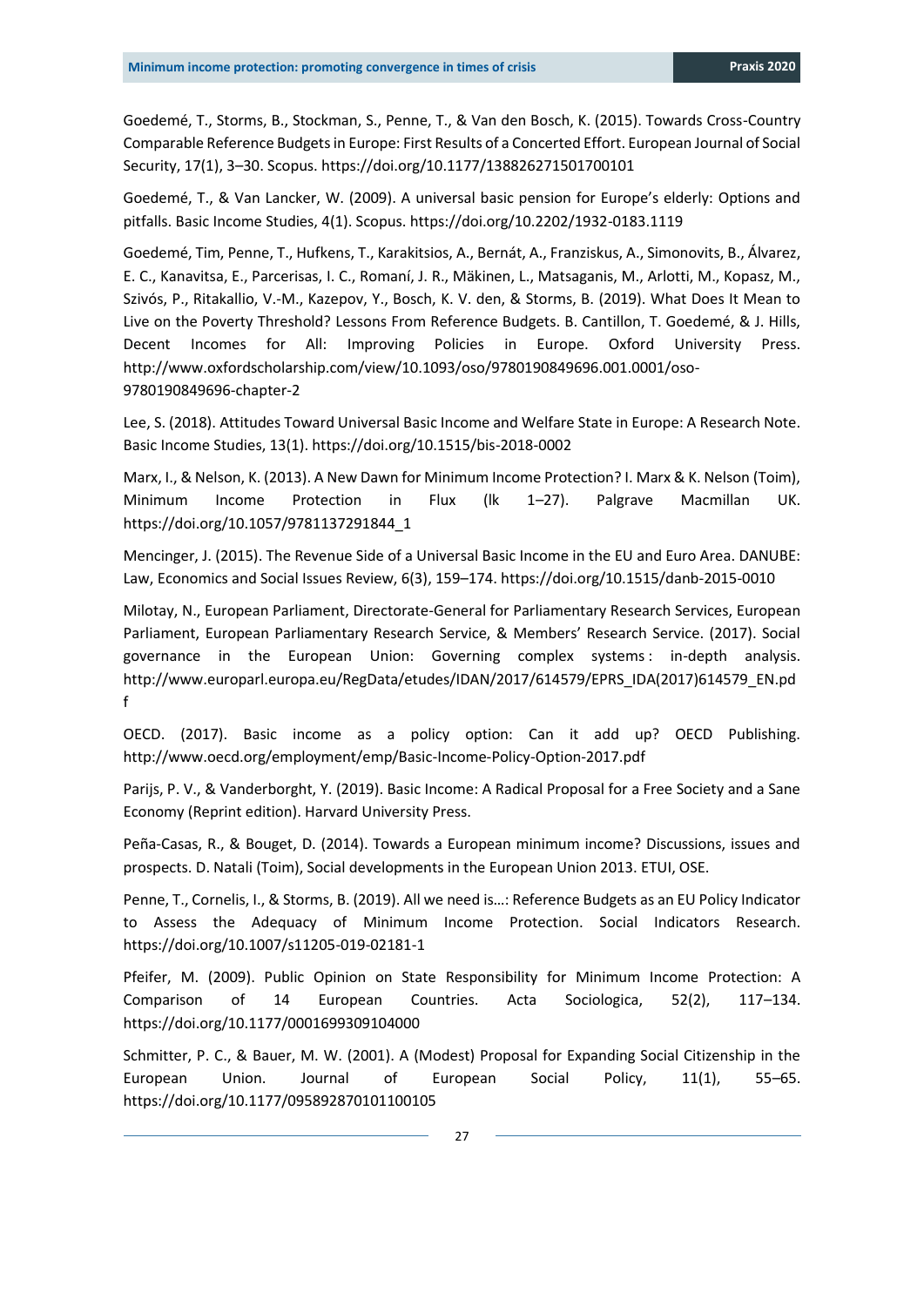Goedemé, T., Storms, B., Stockman, S., Penne, T., & Van den Bosch, K. (2015). Towards Cross-Country Comparable Reference Budgets in Europe: First Results of a Concerted Effort. European Journal of Social Security, 17(1), 3–30. Scopus. https://doi.org/10.1177/138826271501700101

Goedemé, T., & Van Lancker, W. (2009). A universal basic pension for Europe's elderly: Options and pitfalls. Basic Income Studies, 4(1). Scopus. https://doi.org/10.2202/1932-0183.1119

Goedemé, Tim, Penne, T., Hufkens, T., Karakitsios, A., Bernát, A., Franziskus, A., Simonovits, B., Álvarez, E. C., Kanavitsa, E., Parcerisas, I. C., Romaní, J. R., Mäkinen, L., Matsaganis, M., Arlotti, M., Kopasz, M., Szivós, P., Ritakallio, V.-M., Kazepov, Y., Bosch, K. V. den, & Storms, B. (2019). What Does It Mean to Live on the Poverty Threshold? Lessons From Reference Budgets. B. Cantillon, T. Goedemé, & J. Hills, Decent Incomes for All: Improving Policies in Europe. Oxford University Press. http://www.oxfordscholarship.com/view/10.1093/oso/9780190849696.001.0001/oso-9780190849696-chapter-2

Lee, S. (2018). Attitudes Toward Universal Basic Income and Welfare State in Europe: A Research Note. Basic Income Studies, 13(1). https://doi.org/10.1515/bis-2018-0002

Marx, I., & Nelson, K. (2013). A New Dawn for Minimum Income Protection? I. Marx & K. Nelson (Toim), Minimum Income Protection in Flux (lk 1–27). Palgrave Macmillan UK. https://doi.org/10.1057/9781137291844_1

Mencinger, J. (2015). The Revenue Side of a Universal Basic Income in the EU and Euro Area. DANUBE: Law, Economics and Social Issues Review, 6(3), 159–174. https://doi.org/10.1515/danb-2015-0010

Milotay, N., European Parliament, Directorate-General for Parliamentary Research Services, European Parliament, European Parliamentary Research Service, & Members' Research Service. (2017). Social governance in the European Union: Governing complex systems : in-depth analysis. http://www.europarl.europa.eu/RegData/etudes/IDAN/2017/614579/EPRS_IDA(2017)614579_EN.pdf

OECD. (2017). Basic income as a policy option: Can it add up? OECD Publishing. http://www.oecd.org/employment/emp/Basic-Income-Policy-Option-2017.pdf

Parijs, P. V., & Vanderborght, Y. (2019). Basic Income: A Radical Proposal for a Free Society and a Sane Economy (Reprint edition). Harvard University Press.

Peña-Casas, R., & Bouget, D. (2014). Towards a European minimum income? Discussions, issues and prospects. D. Natali (Toim), Social developments in the European Union 2013. ETUI, OSE.

Penne, T., Cornelis, I., & Storms, B. (2019). All we need is…: Reference Budgets as an EU Policy Indicator to Assess the Adequacy of Minimum Income Protection. Social Indicators Research. https://doi.org/10.1007/s11205-019-02181-1

Pfeifer, M. (2009). Public Opinion on State Responsibility for Minimum Income Protection: A Comparison of 14 European Countries. Acta Sociologica, 52(2), 117–134. https://doi.org/10.1177/0001699309104000

Schmitter, P. C., & Bauer, M. W. (2001). A (Modest) Proposal for Expanding Social Citizenship in the European Union. Journal of European Social Policy, 11(1), 55–65. https://doi.org/10.1177/095892870101100105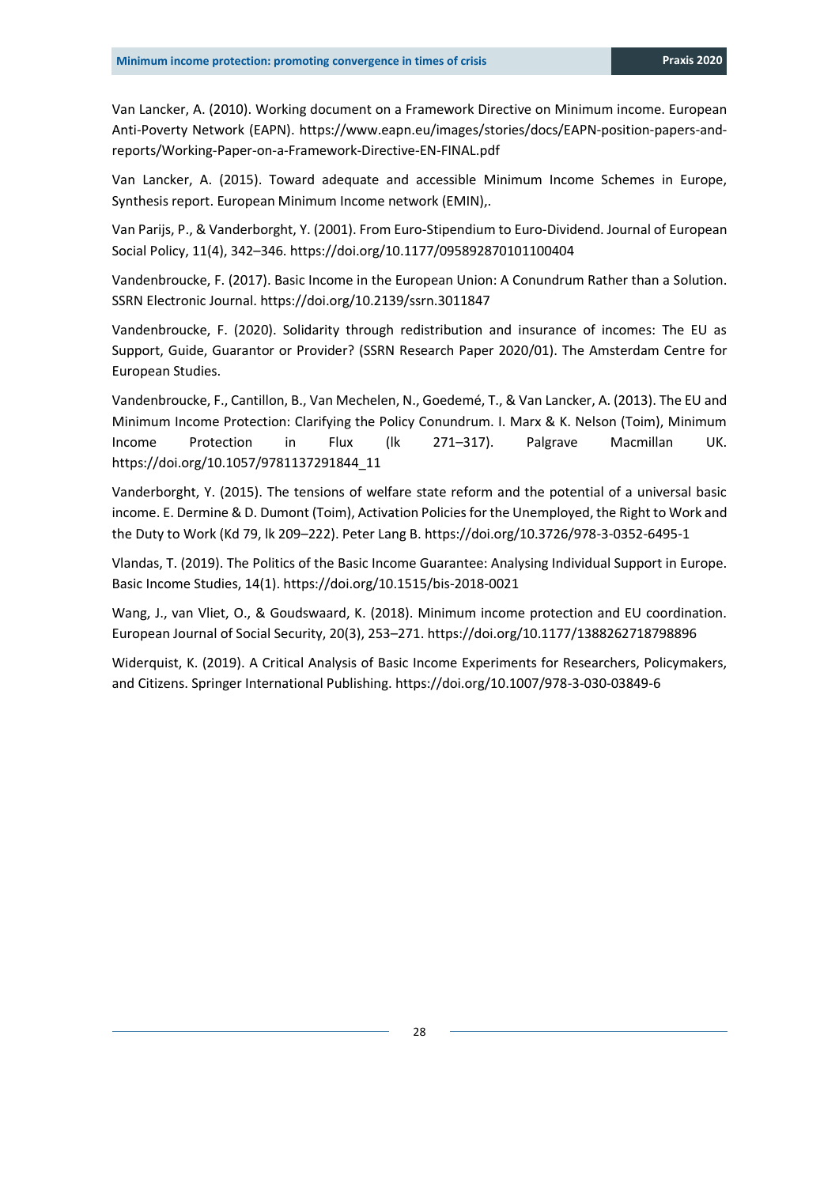Van Lancker, A. (2010). Working document on a Framework Directive on Minimum income. European Anti-Poverty Network (EAPN). https://www.eapn.eu/images/stories/docs/EAPN-position-papers-and-reports/Working-Paper-on-a-Framework-Directive-EN-FINAL.pdf

Van Lancker, A. (2015). Toward adequate and accessible Minimum Income Schemes in Europe, Synthesis report. European Minimum Income network (EMIN),.

Van Parijs, P., & Vanderborght, Y. (2001). From Euro-Stipendium to Euro-Dividend. Journal of European Social Policy, 11(4), 342–346. https://doi.org/10.1177/095892870101100404

Vandenbroucke, F. (2017). Basic Income in the European Union: A Conundrum Rather than a Solution. SSRN Electronic Journal. https://doi.org/10.2139/ssrn.3011847

Vandenbroucke, F. (2020). Solidarity through redistribution and insurance of incomes: The EU as Support, Guide, Guarantor or Provider? (SSRN Research Paper 2020/01). The Amsterdam Centre for European Studies.

Vandenbroucke, F., Cantillon, B., Van Mechelen, N., Goedemé, T., & Van Lancker, A. (2013). The EU and Minimum Income Protection: Clarifying the Policy Conundrum. I. Marx & K. Nelson (Toim), Minimum Income Protection in Flux (lk 271–317). Palgrave Macmillan UK. https://doi.org/10.1057/9781137291844_11

Vanderborght, Y. (2015). The tensions of welfare state reform and the potential of a universal basic income. E. Dermine & D. Dumont (Toim), Activation Policies for the Unemployed, the Right to Work and the Duty to Work (Kd 79, lk 209–222). Peter Lang B. https://doi.org/10.3726/978-3-0352-6495-1

Vlandas, T. (2019). The Politics of the Basic Income Guarantee: Analysing Individual Support in Europe. Basic Income Studies, 14(1). https://doi.org/10.1515/bis-2018-0021

Wang, J., van Vliet, O., & Goudswaard, K. (2018). Minimum income protection and EU coordination. European Journal of Social Security, 20(3), 253–271. https://doi.org/10.1177/1388262718798896

Widerquist, K. (2019). A Critical Analysis of Basic Income Experiments for Researchers, Policymakers, and Citizens. Springer International Publishing. https://doi.org/10.1007/978-3-030-03849-6